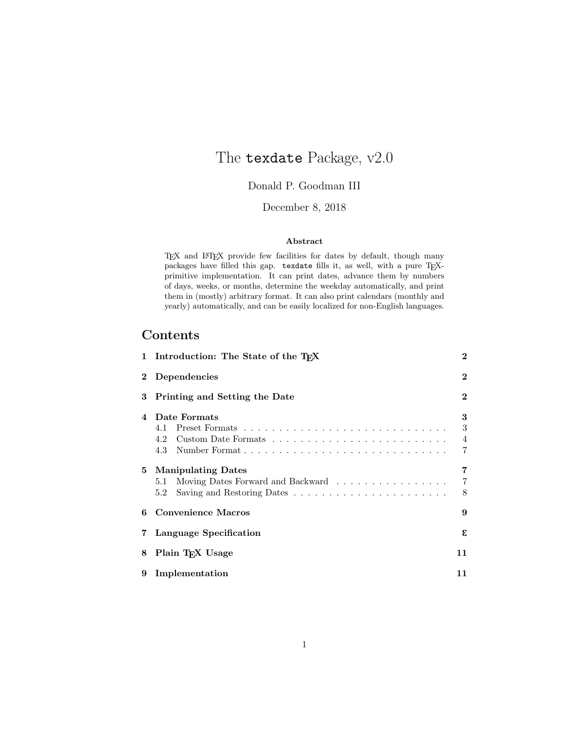# The `texdate` Package, v2.0

Donald P. Goodman III

December 8, 2018

**Abstract**

TeX and LaTeX provide few facilities for dates by default, though many packages have filled this gap. `texdate` fills it, as well, with a pure TeX-primitive implementation. It can print dates, advance them by numbers of days, weeks, or months, determine the weekday automatically, and print them in (mostly) arbitrary format. It can also print calendars (monthly and yearly) automatically, and can be easily localized for non-English languages.

## Contents

| | | |
|---|---|---|
| **1** | **Introduction: The State of the TeX** | **2** |
| **2** | **Dependencies** | **2** |
| **3** | **Printing and Setting the Date** | **2** |
| **4** | **Date Formats** | **3** |
| | 4.1 Preset Formats | 3 |
| | 4.2 Custom Date Formats | 4 |
| | 4.3 Number Format | 7 |
| **5** | **Manipulating Dates** | **7** |
| | 5.1 Moving Dates Forward and Backward | 7 |
| | 5.2 Saving and Restoring Dates | 8 |
| **6** | **Convenience Macros** | **9** |
| **7** | **Language Specification** | **ε** |
| **8** | **Plain TeX Usage** | **11** |
| **9** | **Implementation** | **11** |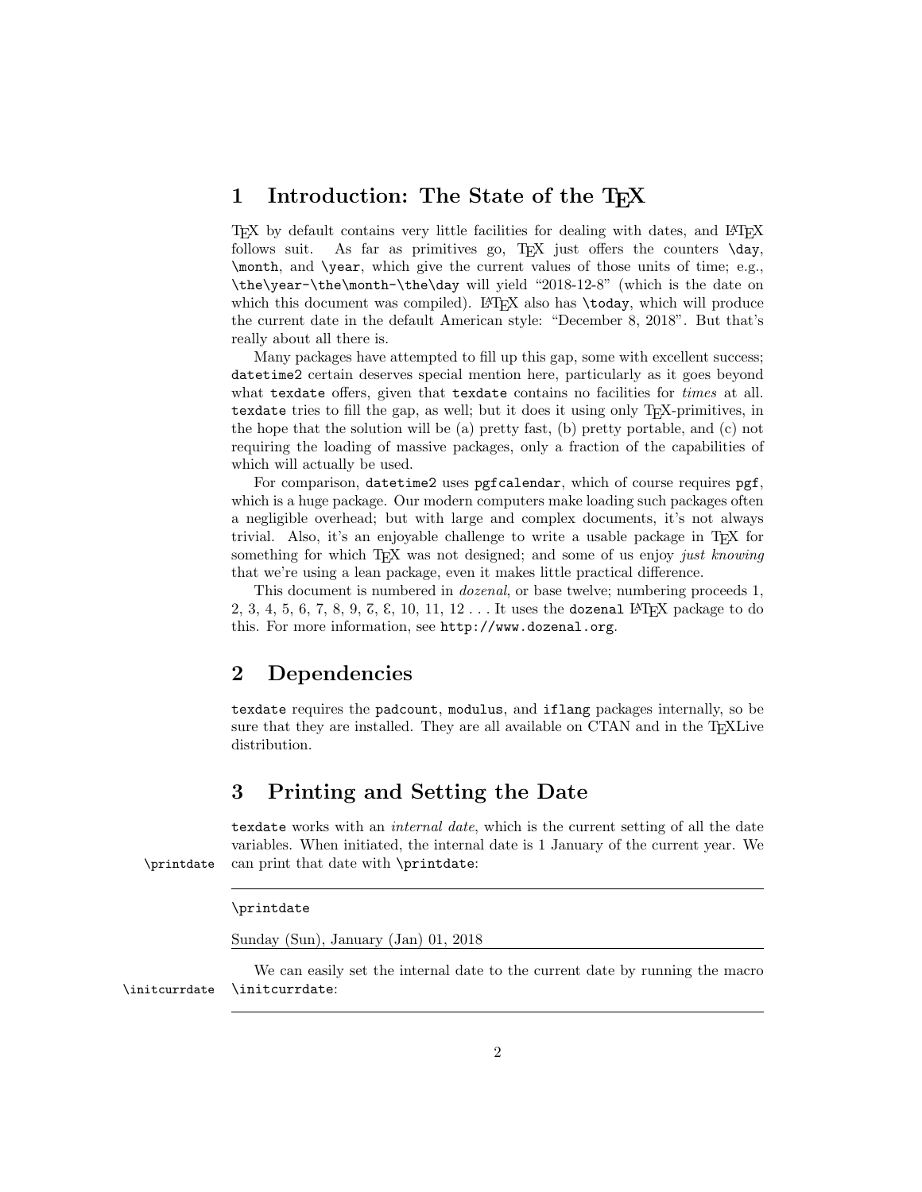## 1 Introduction: The State of the TEX

TEX by default contains very little facilities for dealing with dates, and LATEX follows suit. As far as primitives go, TEX just offers the counters `\day`, `\month`, and `\year`, which give the current values of those units of time; e.g., `\the\year-\the\month-\the\day` will yield "2018-12-8" (which is the date on which this document was compiled). LATEX also has `\today`, which will produce the current date in the default American style: "December 8, 2018". But that's really about all there is.

Many packages have attempted to fill up this gap, some with excellent success; `datetime2` certain deserves special mention here, particularly as it goes beyond what `texdate` offers, given that `texdate` contains no facilities for *times* at all. `texdate` tries to fill the gap, as well; but it does it using only TEX-primitives, in the hope that the solution will be (a) pretty fast, (b) pretty portable, and (c) not requiring the loading of massive packages, only a fraction of the capabilities of which will actually be used.

For comparison, `datetime2` uses `pgfcalendar`, which of course requires `pgf`, which is a huge package. Our modern computers make loading such packages often a negligible overhead; but with large and complex documents, it's not always trivial. Also, it's an enjoyable challenge to write a usable package in TEX for something for which TEX was not designed; and some of us enjoy *just knowing* that we're using a lean package, even it makes little practical difference.

This document is numbered in *dozenal*, or base twelve; numbering proceeds 1, 2, 3, 4, 5, 6, 7, 8, 9, Ɛ, Ɛ, 10, 11, 12 . . . It uses the `dozenal` LATEX package to do this. For more information, see `http://www.dozenal.org`.

## 2 Dependencies

`texdate` requires the `padcount`, `modulus`, and `iflang` packages internally, so be sure that they are installed. They are all available on CTAN and in the TEXLive distribution.

## 3 Printing and Setting the Date

`texdate` works with an *internal date*, which is the current setting of all the date variables. When initiated, the internal date is 1 January of the current year. We can print that date with `\printdate`:

```
\printdate
```

Sunday (Sun), January (Jan) 01, 2018

We can easily set the internal date to the current date by running the macro `\initcurrdate`: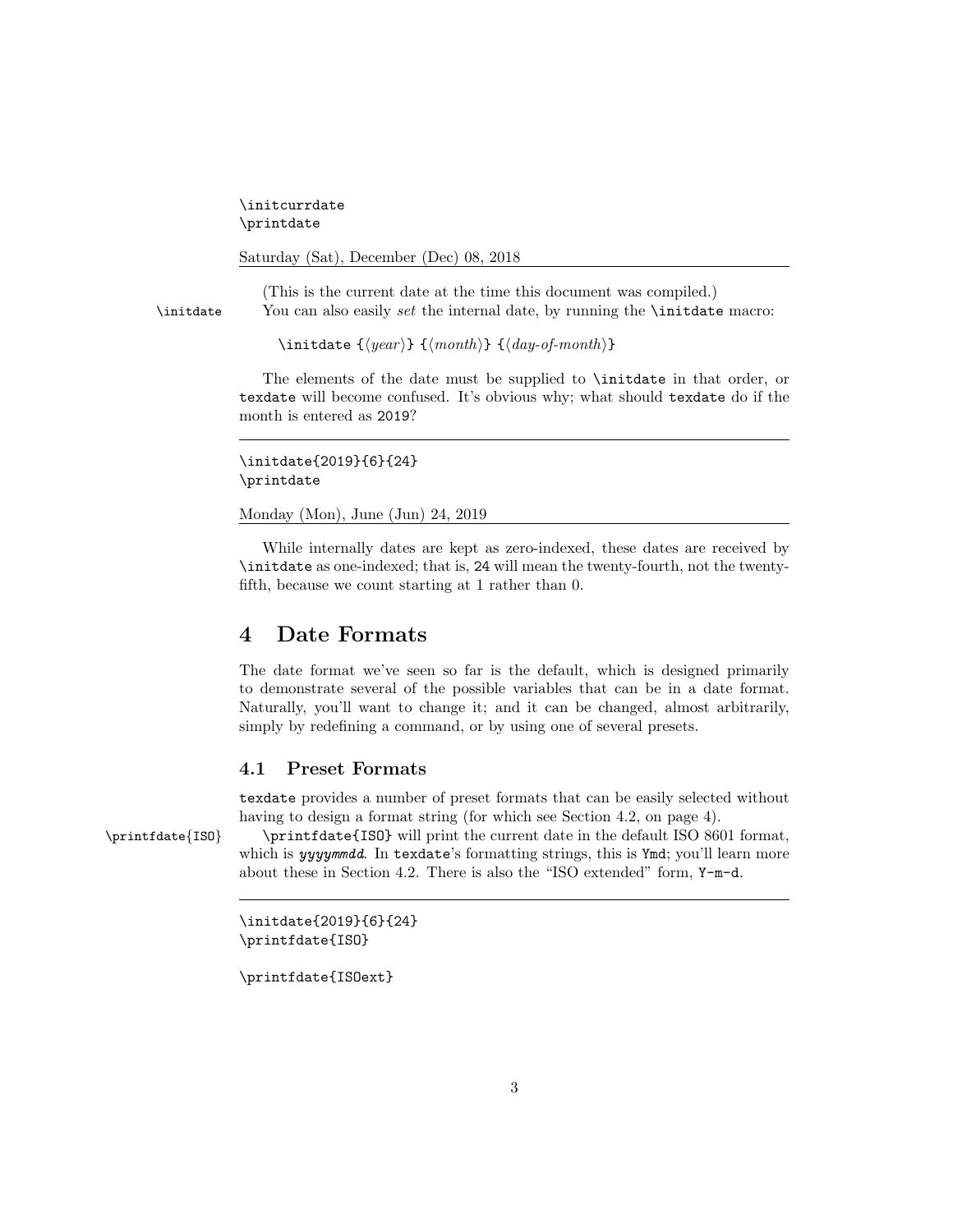```
\initcurrdate
\printdate
```

Saturday (Sat), December (Dec) 08, 2018

(This is the current date at the time this document was compiled.)

`\initdate` You can also easily *set* the internal date, by running the `\initdate` macro:

`\initdate {⟨year⟩} {⟨month⟩} {⟨day-of-month⟩}`

The elements of the date must be supplied to `\initdate` in that order, or `texdate` will become confused. It's obvious why; what should `texdate` do if the month is entered as `2019`?

```
\initdate{2019}{6}{24}
\printdate
```

Monday (Mon), June (Jun) 24, 2019

While internally dates are kept as zero-indexed, these dates are received by `\initdate` as one-indexed; that is, `24` will mean the twenty-fourth, not the twenty-fifth, because we count starting at 1 rather than 0.

## 4 Date Formats

The date format we've seen so far is the default, which is designed primarily to demonstrate several of the possible variables that can be in a date format. Naturally, you'll want to change it; and it can be changed, almost arbitrarily, simply by redefining a command, or by using one of several presets.

### 4.1 Preset Formats

`texdate` provides a number of preset formats that can be easily selected without having to design a format string (for which see Section 4.2, on page 4).

`\printfdate{ISO}` `\printfdate{ISO}` will print the current date in the default ISO 8601 format, which is ***yyyymmdd***. In `texdate`'s formatting strings, this is `Ymd`; you'll learn more about these in Section 4.2. There is also the "ISO extended" form, `Y-m-d`.

```
\initdate{2019}{6}{24}
\printfdate{ISO}

\printfdate{ISOext}
```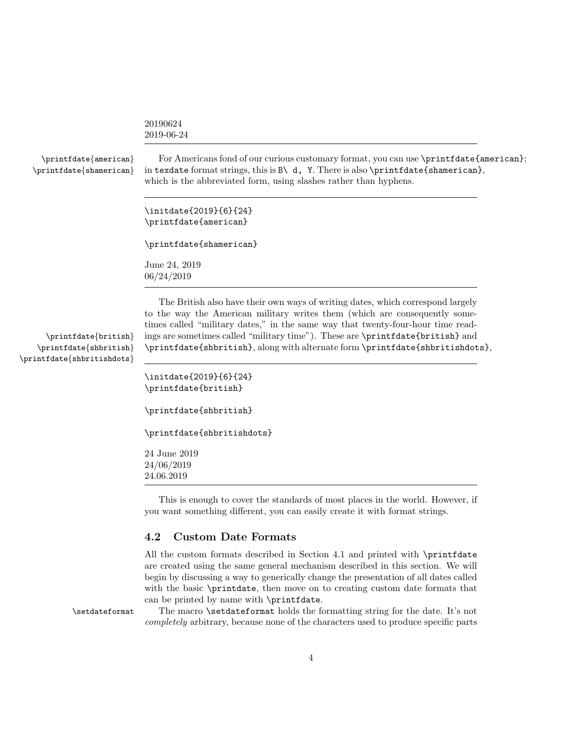20190624
2019-06-24

`\printfdate{american}` `\printfdate{shamerican}`

For Americans fond of our curious customary format, you can use `\printfdate{american}`; in `texdate` format strings, this is `B\ d, Y`. There is also `\printfdate{shamerican}`, which is the abbreviated form, using slashes rather than hyphens.

```
\initdate{2019}{6}{24}
\printfdate{american}

\printfdate{shamerican}
```

June 24, 2019
06/24/2019

`\printfdate{british}` `\printfdate{shbritish}` `\printfdate{shbritishdots}`

The British also have their own ways of writing dates, which correspond largely to the way the American military writes them (which are consequently sometimes called "military dates," in the same way that twenty-four-hour time readings are sometimes called "military time"). These are `\printfdate{british}` and `\printfdate{shbritish}`, along with alternate form `\printfdate{shbritishdots}`,

```
\initdate{2019}{6}{24}
\printfdate{british}

\printfdate{shbritish}

\printfdate{shbritishdots}
```

24 June 2019
24/06/2019
24.06.2019

This is enough to cover the standards of most places in the world. However, if you want something different, you can easily create it with format strings.

## 4.2 Custom Date Formats

All the custom formats described in Section 4.1 and printed with `\printfdate` are created using the same general mechanism described in this section. We will begin by discussing a way to generically change the presentation of all dates called with the basic `\printdate`, then move on to creating custom date formats that can be printed by name with `\printfdate`.

`\setdateformat`

The macro `\setdateformat` holds the formatting string for the date. It's not *completely* arbitrary, because none of the characters used to produce specific parts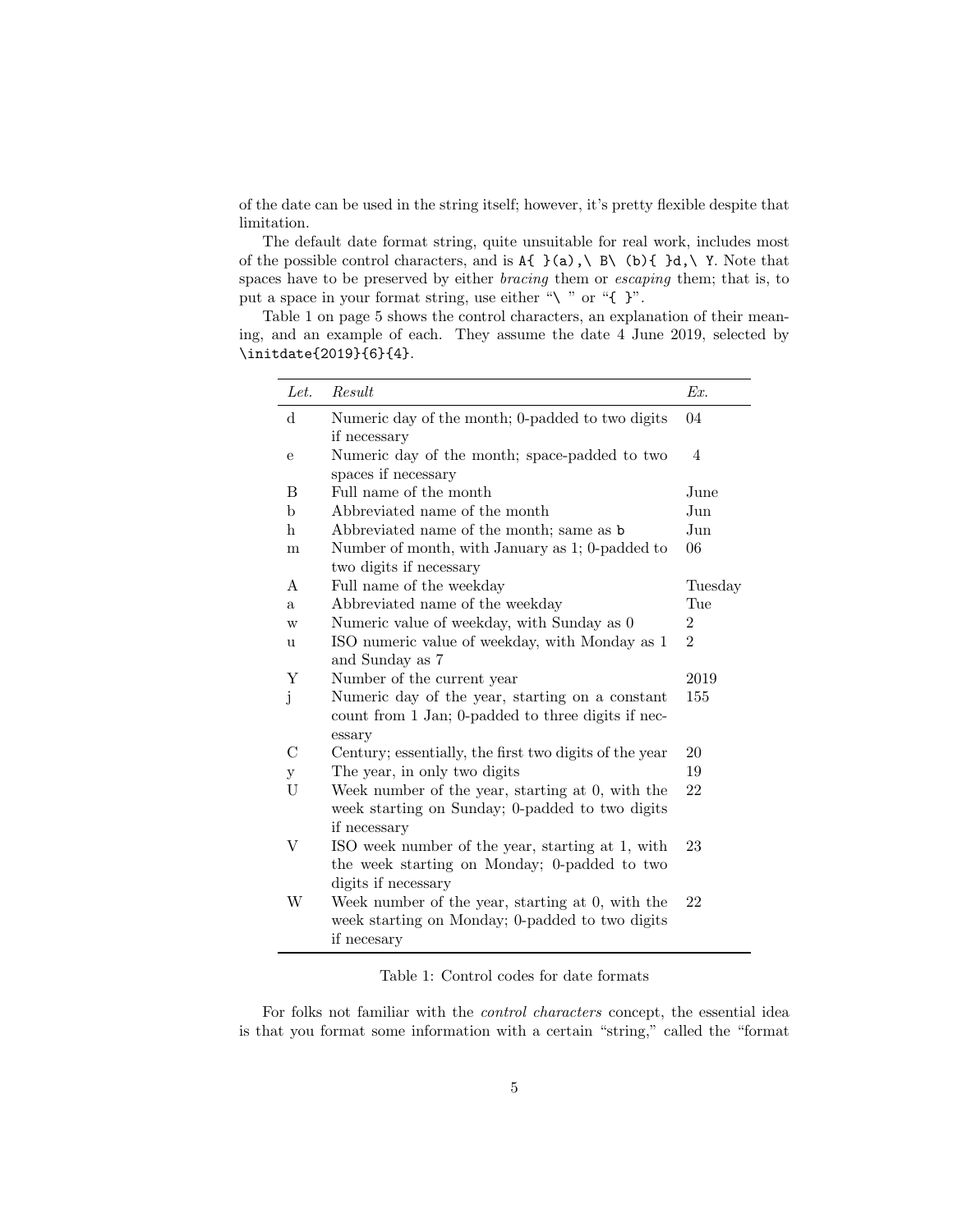of the date can be used in the string itself; however, it's pretty flexible despite that limitation.

The default date format string, quite unsuitable for real work, includes most of the possible control characters, and is `A{ }(a),\ B\ (b){ }d,\ Y`. Note that spaces have to be preserved by either *bracing* them or *escaping* them; that is, to put a space in your format string, use either "`\ `" or "`{ }`".

Table 1 on page 5 shows the control characters, an explanation of their meaning, and an example of each. They assume the date 4 June 2019, selected by `\initdate{2019}{6}{4}`.

| *Let.* | *Result* | *Ex.* |
|---|---|---|
| d | Numeric day of the month; 0-padded to two digits if necessary | 04 |
| e | Numeric day of the month; space-padded to two spaces if necessary | 4 |
| B | Full name of the month | June |
| b | Abbreviated name of the month | Jun |
| h | Abbreviated name of the month; same as `b` | Jun |
| m | Number of month, with January as 1; 0-padded to two digits if necessary | 06 |
| A | Full name of the weekday | Tuesday |
| a | Abbreviated name of the weekday | Tue |
| w | Numeric value of weekday, with Sunday as 0 | 2 |
| u | ISO numeric value of weekday, with Monday as 1 and Sunday as 7 | 2 |
| Y | Number of the current year | 2019 |
| j | Numeric day of the year, starting on a constant count from 1 Jan; 0-padded to three digits if necessary | 155 |
| C | Century; essentially, the first two digits of the year | 20 |
| y | The year, in only two digits | 19 |
| U | Week number of the year, starting at 0, with the week starting on Sunday; 0-padded to two digits if necessary | 22 |
| V | ISO week number of the year, starting at 1, with the week starting on Monday; 0-padded to two digits if necessary | 23 |
| W | Week number of the year, starting at 0, with the week starting on Monday; 0-padded to two digits if necesary | 22 |

Table 1: Control codes for date formats

For folks not familiar with the *control characters* concept, the essential idea is that you format some information with a certain "string," called the "format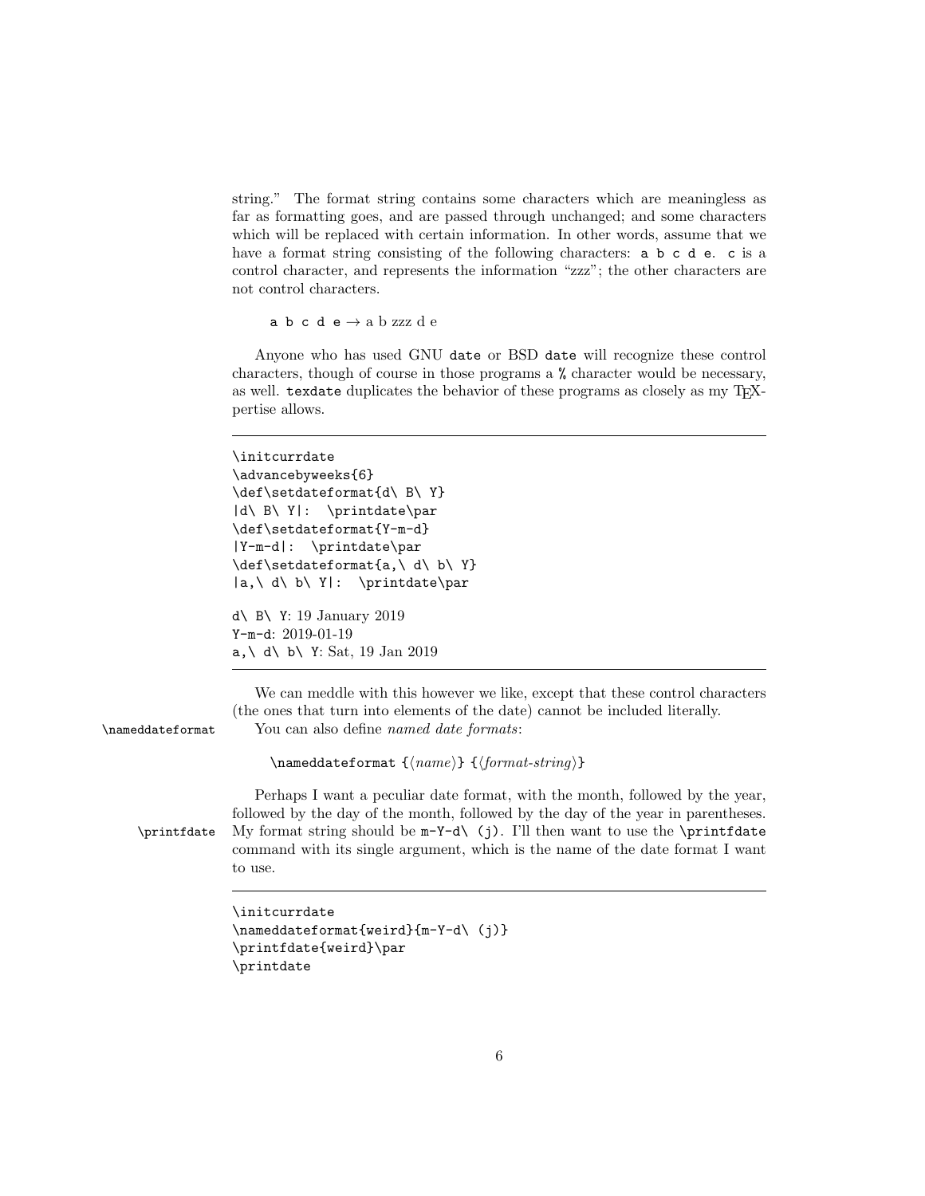string." The format string contains some characters which are meaningless as far as formatting goes, and are passed through unchanged; and some characters which will be replaced with certain information. In other words, assume that we have a format string consisting of the following characters: `a b c d e`. `c` is a control character, and represents the information "zzz"; the other characters are not control characters.

`a b c d e` → a b zzz d e

Anyone who has used GNU `date` or BSD `date` will recognize these control characters, though of course in those programs a `%` character would be necessary, as well. `texdate` duplicates the behavior of these programs as closely as my TEX-pertise allows.

```
\initcurrdate
\advancebyweeks{6}
\def\setdateformat{d\ B\ Y}
|d\ B\ Y|:  \printdate\par
\def\setdateformat{Y-m-d}
|Y-m-d|:  \printdate\par
\def\setdateformat{a,\ d\ b\ Y}
|a,\ d\ b\ Y|:  \printdate\par
```

`d\ B\ Y`: 19 January 2019
`Y-m-d`: 2019-01-19
`a,\ d\ b\ Y`: Sat, 19 Jan 2019

We can meddle with this however we like, except that these control characters (the ones that turn into elements of the date) cannot be included literally.

`\nameddateformat` You can also define *named date formats*:

`\nameddateformat {`⟨*name*⟩`} {`⟨*format-string*⟩`}`

Perhaps I want a peculiar date format, with the month, followed by the year, followed by the day of the month, followed by the day of the year in parentheses.

`\printfdate` My format string should be `m-Y-d\ (j)`. I'll then want to use the `\printfdate` command with its single argument, which is the name of the date format I want to use.

```
\initcurrdate
\nameddateformat{weird}{m-Y-d\ (j)}
\printfdate{weird}\par
\printdate
```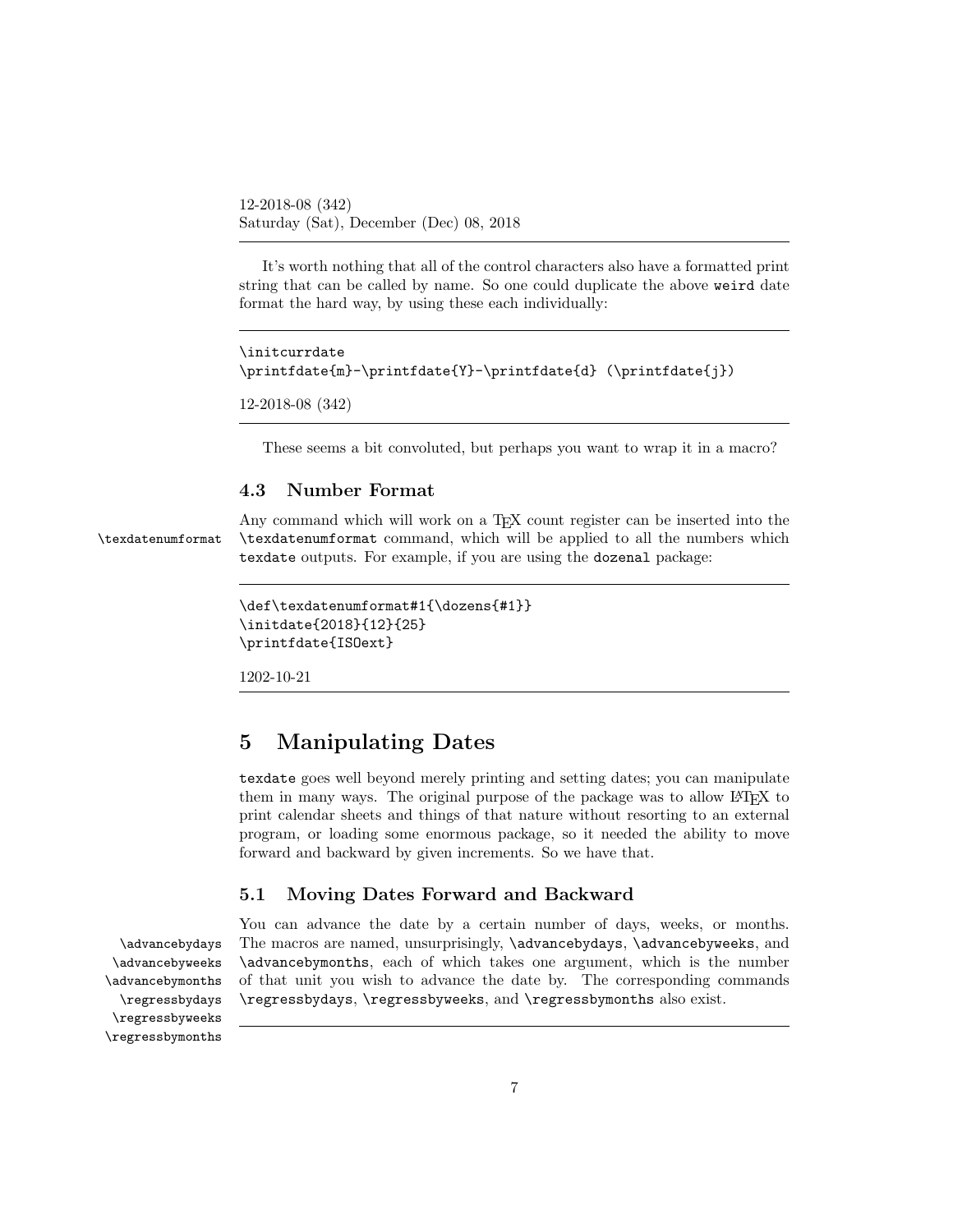12-2018-08 (342)
Saturday (Sat), December (Dec) 08, 2018

---

It's worth nothing that all of the control characters also have a formatted print string that can be called by name. So one could duplicate the above `weird` date format the hard way, by using these each individually:

---

```
\initcurrdate
\printfdate{m}-\printfdate{Y}-\printfdate{d} (\printfdate{j})
```

12-2018-08 (342)

---

These seems a bit convoluted, but perhaps you want to wrap it in a macro?

### 4.3 Number Format

`\texdatenumformat`

Any command which will work on a TeX count register can be inserted into the `\texdatenumformat` command, which will be applied to all the numbers which `texdate` outputs. For example, if you are using the `dozenal` package:

---

```
\def\texdatenumformat#1{\dozens{#1}}
\initdate{2018}{12}{25}
\printfdate{ISOext}
```

1202-10-21

---

## 5 Manipulating Dates

`texdate` goes well beyond merely printing and setting dates; you can manipulate them in many ways. The original purpose of the package was to allow LaTeX to print calendar sheets and things of that nature without resorting to an external program, or loading some enormous package, so it needed the ability to move forward and backward by given increments. So we have that.

### 5.1 Moving Dates Forward and Backward

`\advancebydays` `\advancebyweeks` `\advancebymonths` `\regressbydays` `\regressbyweeks` `\regressbymonths`

You can advance the date by a certain number of days, weeks, or months. The macros are named, unsurprisingly, `\advancebydays`, `\advancebyweeks`, and `\advancebymonths`, each of which takes one argument, which is the number of that unit you wish to advance the date by. The corresponding commands `\regressbydays`, `\regressbyweeks`, and `\regressbymonths` also exist.

---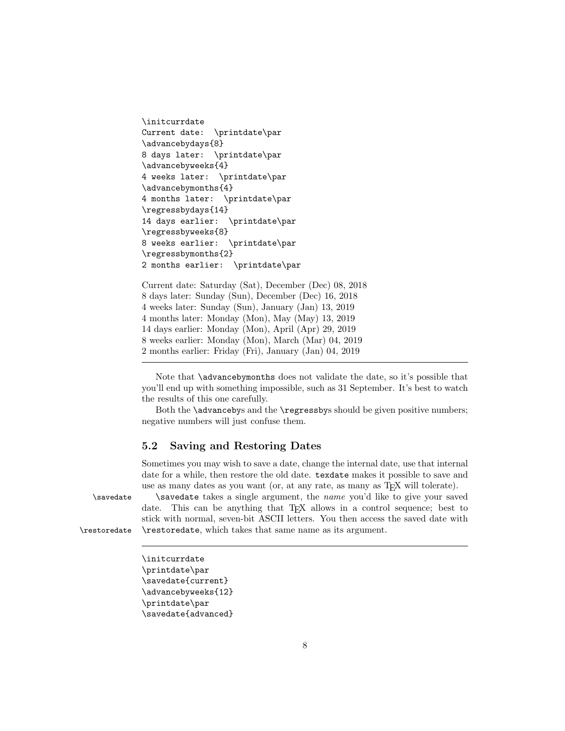```
\initcurrdate
Current date:  \printdate\par
\advancebydays{8}
8 days later:  \printdate\par
\advancebyweeks{4}
4 weeks later:  \printdate\par
\advancebymonths{4}
4 months later:  \printdate\par
\regressbydays{14}
14 days earlier:  \printdate\par
\regressbyweeks{8}
8 weeks earlier:  \printdate\par
\regressbymonths{2}
2 months earlier:  \printdate\par
```

Current date: Saturday (Sat), December (Dec) 08, 2018
8 days later: Sunday (Sun), December (Dec) 16, 2018
4 weeks later: Sunday (Sun), January (Jan) 13, 2019
4 months later: Monday (Mon), May (May) 13, 2019
14 days earlier: Monday (Mon), April (Apr) 29, 2019
8 weeks earlier: Monday (Mon), March (Mar) 04, 2019
2 months earlier: Friday (Fri), January (Jan) 04, 2019

---

Note that `\advancebymonths` does not validate the date, so it's possible that you'll end up with something impossible, such as 31 September. It's best to watch the results of this one carefully.

Both the `\advanceby`s and the `\regressby`s should be given positive numbers; negative numbers will just confuse them.

### 5.2 Saving and Restoring Dates

Sometimes you may wish to save a date, change the internal date, use that internal date for a while, then restore the old date. `texdate` makes it possible to save and use as many dates as you want (or, at any rate, as many as TeX will tolerate).

`\savedate` `\restoredate`

`\savedate` takes a single argument, the *name* you'd like to give your saved date. This can be anything that TeX allows in a control sequence; best to stick with normal, seven-bit ASCII letters. You then access the saved date with `\restoredate`, which takes that same name as its argument.

---

```
\initcurrdate
\printdate\par
\savedate{current}
\advancebyweeks{12}
\printdate\par
\savedate{advanced}
```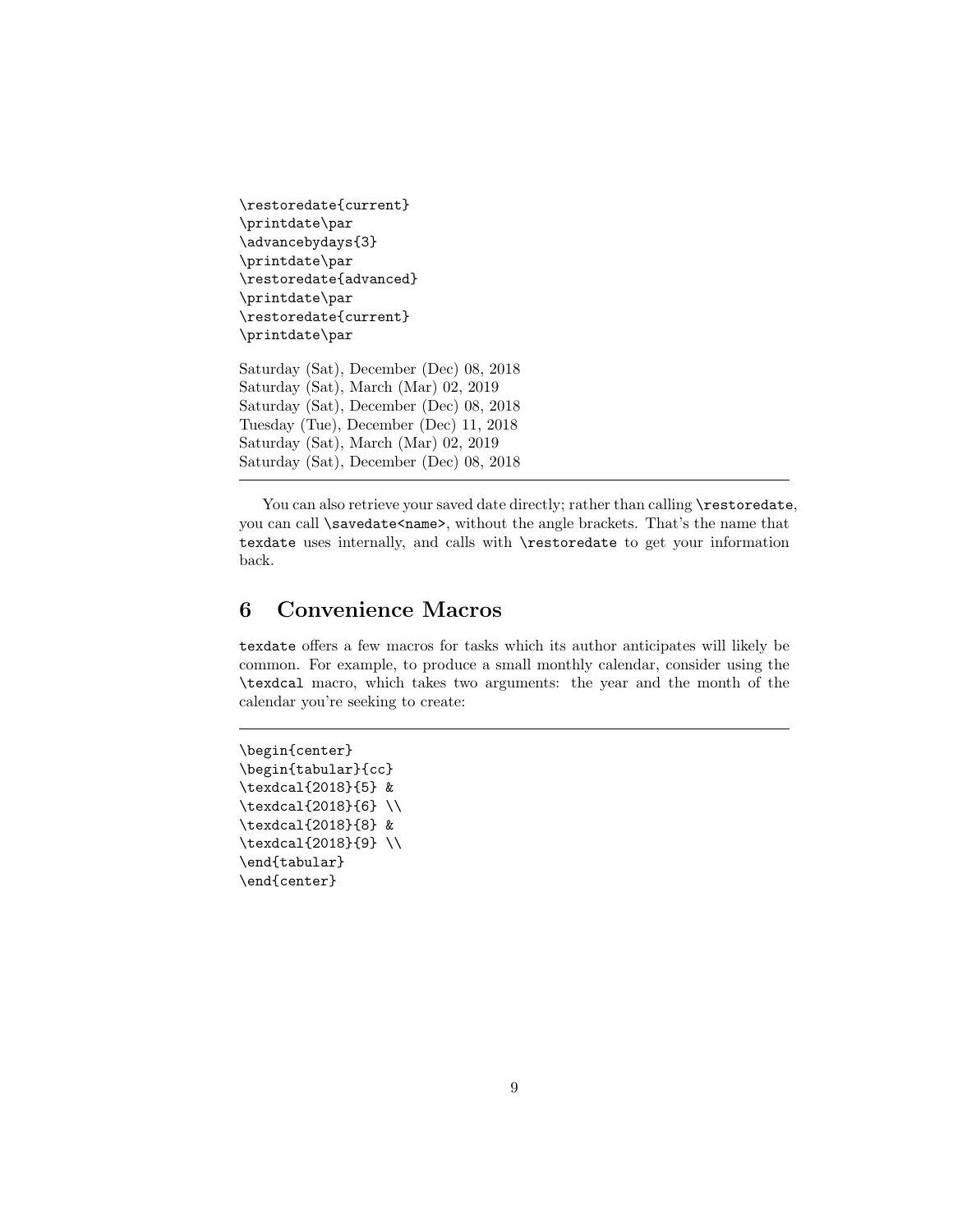```
\restoredate{current}
\printdate\par
\advancebydays{3}
\printdate\par
\restoredate{advanced}
\printdate\par
\restoredate{current}
\printdate\par
```

Saturday (Sat), December (Dec) 08, 2018
Saturday (Sat), March (Mar) 02, 2019
Saturday (Sat), December (Dec) 08, 2018
Tuesday (Tue), December (Dec) 11, 2018
Saturday (Sat), March (Mar) 02, 2019
Saturday (Sat), December (Dec) 08, 2018

---

You can also retrieve your saved date directly; rather than calling `\restoredate`, you can call `\savedate<name>`, without the angle brackets. That's the name that `texdate` uses internally, and calls with `\restoredate` to get your information back.

## 6 Convenience Macros

`texdate` offers a few macros for tasks which its author anticipates will likely be common. For example, to produce a small monthly calendar, consider using the `\texdcal` macro, which takes two arguments: the year and the month of the calendar you're seeking to create:

---

```
\begin{center}
\begin{tabular}{cc}
\texdcal{2018}{5} &
\texdcal{2018}{6} \\
\texdcal{2018}{8} &
\texdcal{2018}{9} \\
\end{tabular}
\end{center}
```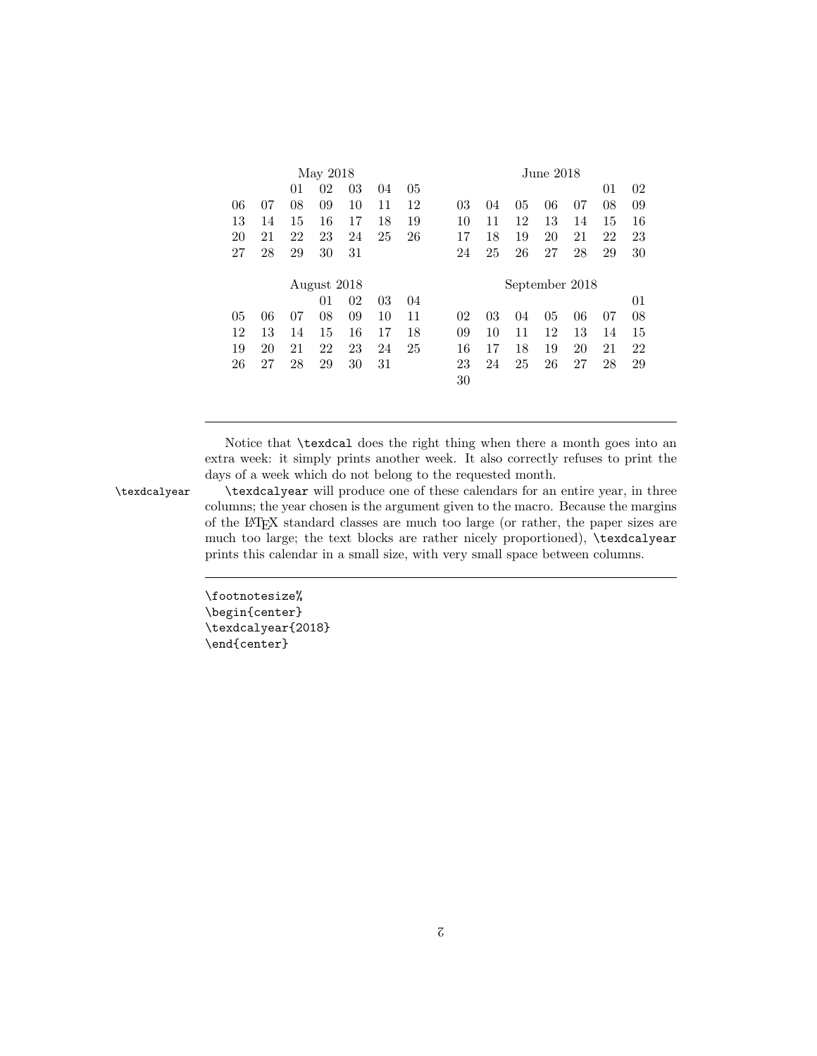May 2018

| | | | | | | |
|---|---|---|---|---|---|---|
| | | 01 | 02 | 03 | 04 | 05 |
| 06 | 07 | 08 | 09 | 10 | 11 | 12 |
| 13 | 14 | 15 | 16 | 17 | 18 | 19 |
| 20 | 21 | 22 | 23 | 24 | 25 | 26 |
| 27 | 28 | 29 | 30 | 31 | | |

June 2018

| | | | | | | |
|---|---|---|---|---|---|---|
| | | | | | 01 | 02 |
| 03 | 04 | 05 | 06 | 07 | 08 | 09 |
| 10 | 11 | 12 | 13 | 14 | 15 | 16 |
| 17 | 18 | 19 | 20 | 21 | 22 | 23 |
| 24 | 25 | 26 | 27 | 28 | 29 | 30 |

August 2018

| | | | | | | |
|---|---|---|---|---|---|---|
| | | | 01 | 02 | 03 | 04 |
| 05 | 06 | 07 | 08 | 09 | 10 | 11 |
| 12 | 13 | 14 | 15 | 16 | 17 | 18 |
| 19 | 20 | 21 | 22 | 23 | 24 | 25 |
| 26 | 27 | 28 | 29 | 30 | 31 | |

September 2018

| | | | | | | |
|---|---|---|---|---|---|---|
| | | | | | | 01 |
| 02 | 03 | 04 | 05 | 06 | 07 | 08 |
| 09 | 10 | 11 | 12 | 13 | 14 | 15 |
| 16 | 17 | 18 | 19 | 20 | 21 | 22 |
| 23 | 24 | 25 | 26 | 27 | 28 | 29 |
| 30 | | | | | | |

---

Notice that `\texdcal` does the right thing when there a month goes into an extra week: it simply prints another week. It also correctly refuses to print the days of a week which do not belong to the requested month.

`\texdcalyear` — `\texdcalyear` will produce one of these calendars for an entire year, in three columns; the year chosen is the argument given to the macro. Because the margins of the LaTeX standard classes are much too large (or rather, the paper sizes are much too large; the text blocks are rather nicely proportioned), `\texdcalyear` prints this calendar in a small size, with very small space between columns.

---

```
\footnotesize%
\begin{center}
\texdcalyear{2018}
\end{center}
```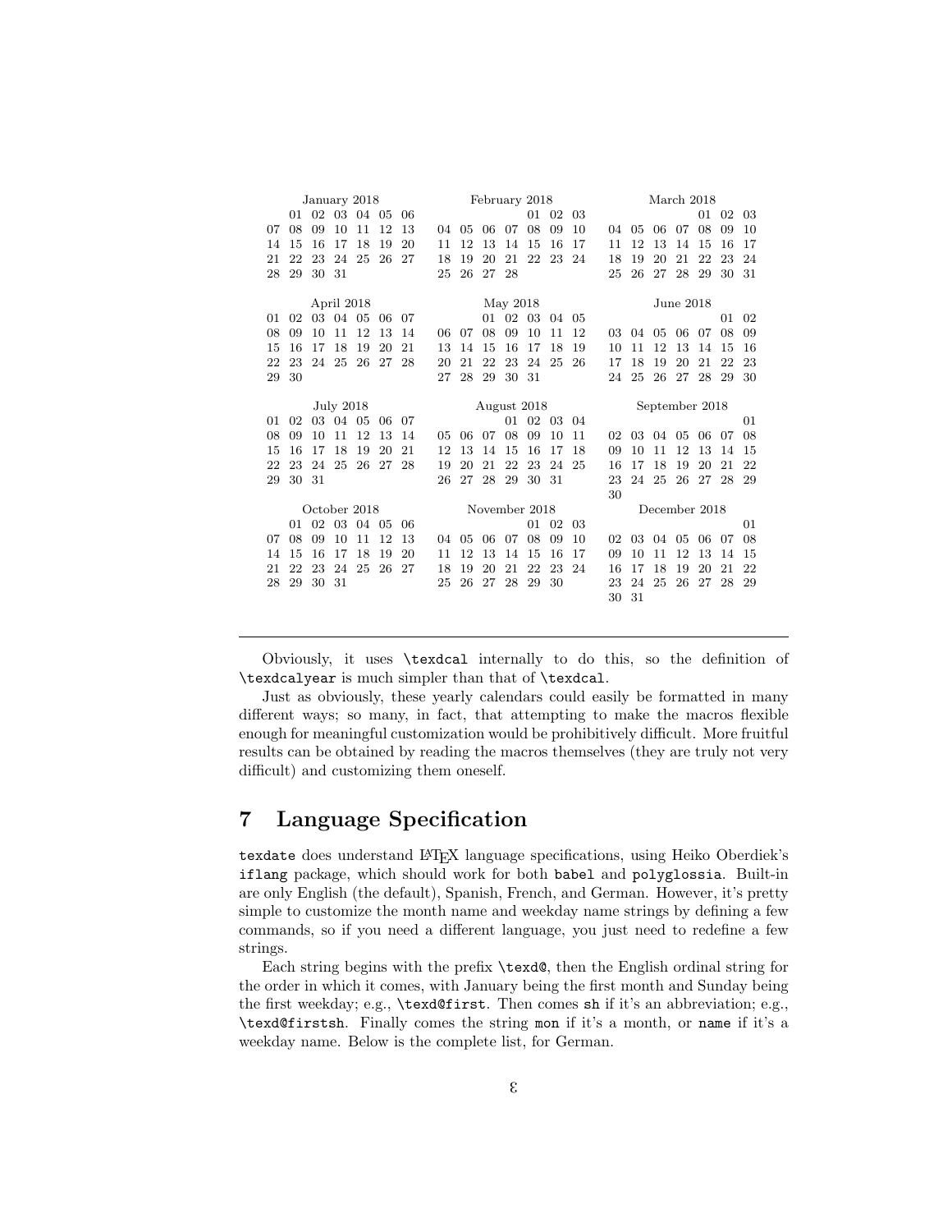| January 2018 | | | | | | |
|---|---|---|---|---|---|---|
| | 01 | 02 | 03 | 04 | 05 | 06 |
| 07 | 08 | 09 | 10 | 11 | 12 | 13 |
| 14 | 15 | 16 | 17 | 18 | 19 | 20 |
| 21 | 22 | 23 | 24 | 25 | 26 | 27 |
| 28 | 29 | 30 | 31 | | | |

| February 2018 | | | | | | |
|---|---|---|---|---|---|---|
| | | | | 01 | 02 | 03 |
| 04 | 05 | 06 | 07 | 08 | 09 | 10 |
| 11 | 12 | 13 | 14 | 15 | 16 | 17 |
| 18 | 19 | 20 | 21 | 22 | 23 | 24 |
| 25 | 26 | 27 | 28 | | | |

| March 2018 | | | | | | |
|---|---|---|---|---|---|---|
| | | | | 01 | 02 | 03 |
| 04 | 05 | 06 | 07 | 08 | 09 | 10 |
| 11 | 12 | 13 | 14 | 15 | 16 | 17 |
| 18 | 19 | 20 | 21 | 22 | 23 | 24 |
| 25 | 26 | 27 | 28 | 29 | 30 | 31 |

| April 2018 | | | | | | |
|---|---|---|---|---|---|---|
| 01 | 02 | 03 | 04 | 05 | 06 | 07 |
| 08 | 09 | 10 | 11 | 12 | 13 | 14 |
| 15 | 16 | 17 | 18 | 19 | 20 | 21 |
| 22 | 23 | 24 | 25 | 26 | 27 | 28 |
| 29 | 30 | | | | | |

| May 2018 | | | | | | |
|---|---|---|---|---|---|---|
| | | 01 | 02 | 03 | 04 | 05 |
| 06 | 07 | 08 | 09 | 10 | 11 | 12 |
| 13 | 14 | 15 | 16 | 17 | 18 | 19 |
| 20 | 21 | 22 | 23 | 24 | 25 | 26 |
| 27 | 28 | 29 | 30 | 31 | | |

| June 2018 | | | | | | |
|---|---|---|---|---|---|---|
| | | | | | 01 | 02 |
| 03 | 04 | 05 | 06 | 07 | 08 | 09 |
| 10 | 11 | 12 | 13 | 14 | 15 | 16 |
| 17 | 18 | 19 | 20 | 21 | 22 | 23 |
| 24 | 25 | 26 | 27 | 28 | 29 | 30 |

| July 2018 | | | | | | |
|---|---|---|---|---|---|---|
| 01 | 02 | 03 | 04 | 05 | 06 | 07 |
| 08 | 09 | 10 | 11 | 12 | 13 | 14 |
| 15 | 16 | 17 | 18 | 19 | 20 | 21 |
| 22 | 23 | 24 | 25 | 26 | 27 | 28 |
| 29 | 30 | 31 | | | | |

| August 2018 | | | | | | |
|---|---|---|---|---|---|---|
| | | | 01 | 02 | 03 | 04 |
| 05 | 06 | 07 | 08 | 09 | 10 | 11 |
| 12 | 13 | 14 | 15 | 16 | 17 | 18 |
| 19 | 20 | 21 | 22 | 23 | 24 | 25 |
| 26 | 27 | 28 | 29 | 30 | 31 | |

| September 2018 | | | | | | |
|---|---|---|---|---|---|---|
| | | | | | | 01 |
| 02 | 03 | 04 | 05 | 06 | 07 | 08 |
| 09 | 10 | 11 | 12 | 13 | 14 | 15 |
| 16 | 17 | 18 | 19 | 20 | 21 | 22 |
| 23 | 24 | 25 | 26 | 27 | 28 | 29 |
| 30 | | | | | | |

| October 2018 | | | | | | |
|---|---|---|---|---|---|---|
| | 01 | 02 | 03 | 04 | 05 | 06 |
| 07 | 08 | 09 | 10 | 11 | 12 | 13 |
| 14 | 15 | 16 | 17 | 18 | 19 | 20 |
| 21 | 22 | 23 | 24 | 25 | 26 | 27 |
| 28 | 29 | 30 | 31 | | | |

| November 2018 | | | | | | |
|---|---|---|---|---|---|---|
| | | | | 01 | 02 | 03 |
| 04 | 05 | 06 | 07 | 08 | 09 | 10 |
| 11 | 12 | 13 | 14 | 15 | 16 | 17 |
| 18 | 19 | 20 | 21 | 22 | 23 | 24 |
| 25 | 26 | 27 | 28 | 29 | 30 | |

| December 2018 | | | | | | |
|---|---|---|---|---|---|---|
| | | | | | | 01 |
| 02 | 03 | 04 | 05 | 06 | 07 | 08 |
| 09 | 10 | 11 | 12 | 13 | 14 | 15 |
| 16 | 17 | 18 | 19 | 20 | 21 | 22 |
| 23 | 24 | 25 | 26 | 27 | 28 | 29 |
| 30 | 31 | | | | | |

---

Obviously, it uses `\texdcal` internally to do this, so the definition of `\texdcalyear` is much simpler than that of `\texdcal`.

Just as obviously, these yearly calendars could easily be formatted in many different ways; so many, in fact, that attempting to make the macros flexible enough for meaningful customization would be prohibitively difficult. More fruitful results can be obtained by reading the macros themselves (they are truly not very difficult) and customizing them oneself.

## 7 Language Specification

`texdate` does understand LaTeX language specifications, using Heiko Oberdiek's `iflang` package, which should work for both `babel` and `polyglossia`. Built-in are only English (the default), Spanish, French, and German. However, it's pretty simple to customize the month name and weekday name strings by defining a few commands, so if you need a different language, you just need to redefine a few strings.

Each string begins with the prefix `\texd@`, then the English ordinal string for the order in which it comes, with January being the first month and Sunday being the first weekday; e.g., `\texd@first`. Then comes `sh` if it's an abbreviation; e.g., `\texd@firstsh`. Finally comes the string `mon` if it's a month, or `name` if it's a weekday name. Below is the complete list, for German.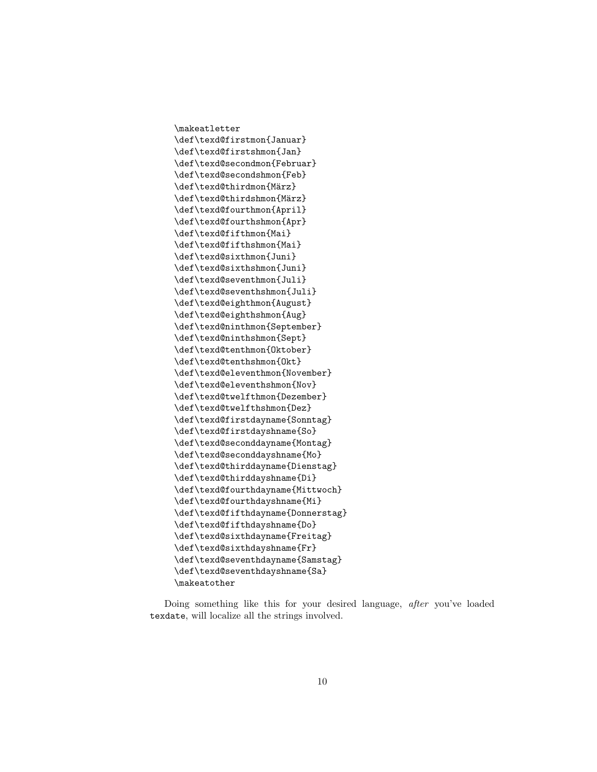```
\makeatletter
\def\texd@firstmon{Januar}
\def\texd@firstshmon{Jan}
\def\texd@secondmon{Februar}
\def\texd@secondshmon{Feb}
\def\texd@thirdmon{März}
\def\texd@thirdshmon{März}
\def\texd@fourthmon{April}
\def\texd@fourthshmon{Apr}
\def\texd@fifthmon{Mai}
\def\texd@fifthshmon{Mai}
\def\texd@sixthmon{Juni}
\def\texd@sixthshmon{Juni}
\def\texd@seventhmon{Juli}
\def\texd@seventhshmon{Juli}
\def\texd@eighthmon{August}
\def\texd@eighthshmon{Aug}
\def\texd@ninthmon{September}
\def\texd@ninthshmon{Sept}
\def\texd@tenthmon{Oktober}
\def\texd@tenthshmon{Okt}
\def\texd@eleventhmon{November}
\def\texd@eleventhshmon{Nov}
\def\texd@twelfthmon{Dezember}
\def\texd@twelfthshmon{Dez}
\def\texd@firstdayname{Sonntag}
\def\texd@firstdayshname{So}
\def\texd@seconddayname{Montag}
\def\texd@seconddayshname{Mo}
\def\texd@thirddayname{Dienstag}
\def\texd@thirddayshname{Di}
\def\texd@fourthdayname{Mittwoch}
\def\texd@fourthdayshname{Mi}
\def\texd@fifthdayname{Donnerstag}
\def\texd@fifthdayshname{Do}
\def\texd@sixthdayname{Freitag}
\def\texd@sixthdayshname{Fr}
\def\texd@seventhdayname{Samstag}
\def\texd@seventhdayshname{Sa}
\makeatother
```

Doing something like this for your desired language, *after* you've loaded `texdate`, will localize all the strings involved.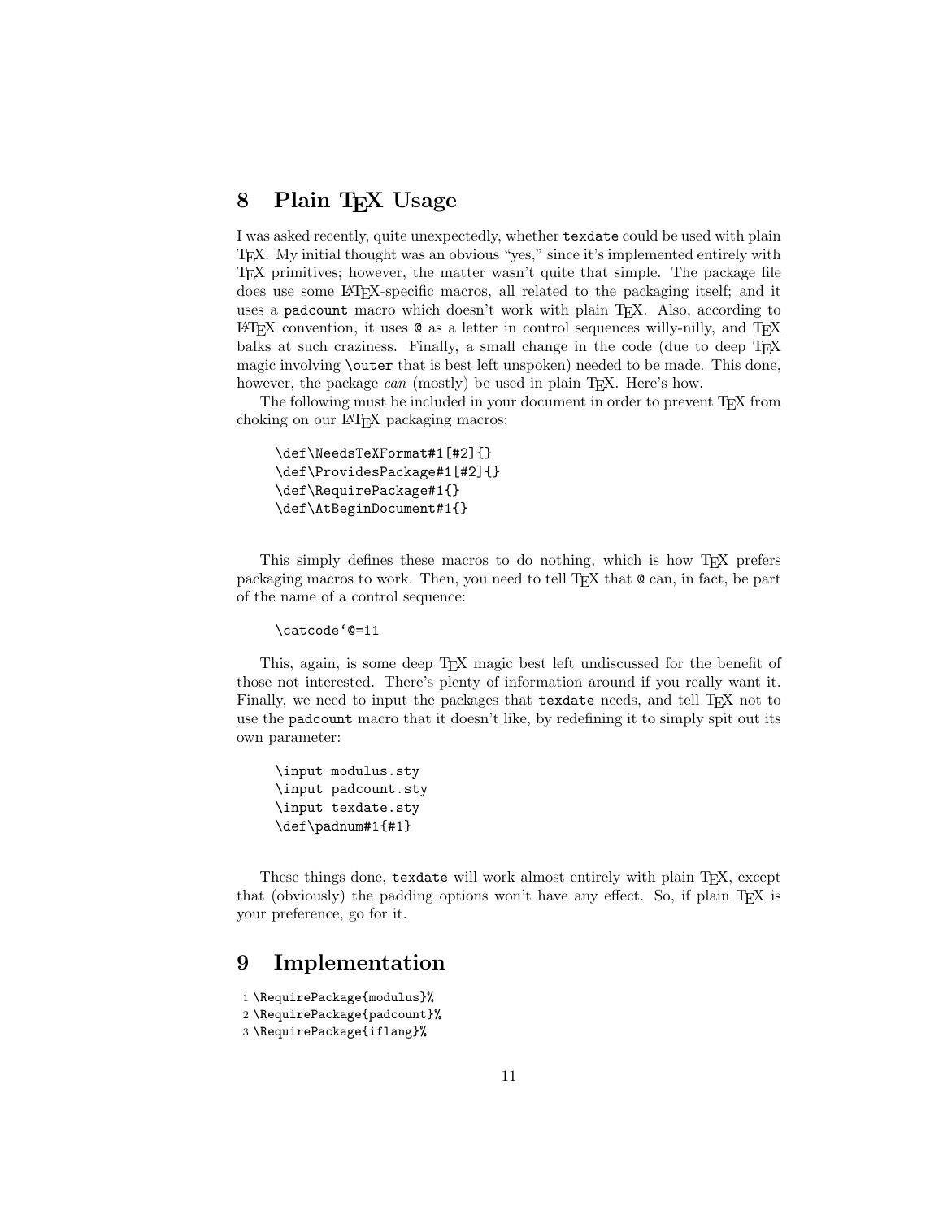# 8 Plain TeX Usage

I was asked recently, quite unexpectedly, whether `texdate` could be used with plain TeX. My initial thought was an obvious "yes," since it's implemented entirely with TeX primitives; however, the matter wasn't quite that simple. The package file does use some LaTeX-specific macros, all related to the packaging itself; and it uses a `padcount` macro which doesn't work with plain TeX. Also, according to LaTeX convention, it uses `@` as a letter in control sequences willy-nilly, and TeX balks at such craziness. Finally, a small change in the code (due to deep TeX magic involving `\outer` that is best left unspoken) needed to be made. This done, however, the package *can* (mostly) be used in plain TeX. Here's how.

The following must be included in your document in order to prevent TeX from choking on our LaTeX packaging macros:

```
\def\NeedsTeXFormat#1[#2]{}
\def\ProvidesPackage#1[#2]{}
\def\RequirePackage#1{}
\def\AtBeginDocument#1{}
```

This simply defines these macros to do nothing, which is how TeX prefers packaging macros to work. Then, you need to tell TeX that `@` can, in fact, be part of the name of a control sequence:

```
\catcode`@=11
```

This, again, is some deep TeX magic best left undiscussed for the benefit of those not interested. There's plenty of information around if you really want it. Finally, we need to input the packages that `texdate` needs, and tell TeX not to use the `padcount` macro that it doesn't like, by redefining it to simply spit out its own parameter:

```
\input modulus.sty
\input padcount.sty
\input texdate.sty
\def\padnum#1{#1}
```

These things done, `texdate` will work almost entirely with plain TeX, except that (obviously) the padding options won't have any effect. So, if plain TeX is your preference, go for it.

# 9 Implementation

```
1 \RequirePackage{modulus}%
2 \RequirePackage{padcount}%
3 \RequirePackage{iflang}%
```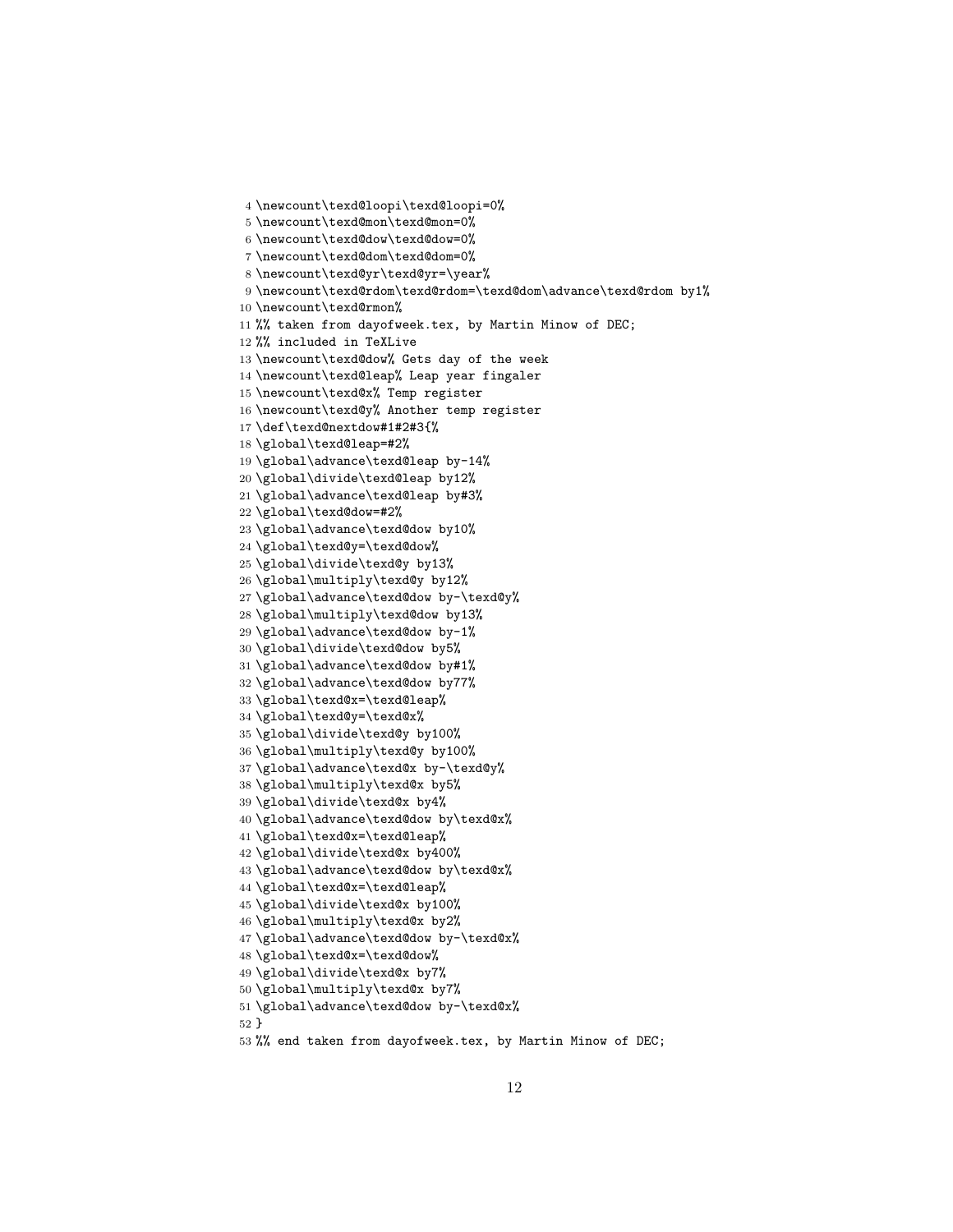```
4 \newcount\texd@loopi\texd@loopi=0%
5 \newcount\texd@mon\texd@mon=0%
6 \newcount\texd@dow\texd@dow=0%
7 \newcount\texd@dom\texd@dom=0%
8 \newcount\texd@yr\texd@yr=\year%
9 \newcount\texd@rdom\texd@rdom=\texd@dom\advance\texd@rdom by1%
10 \newcount\texd@rmon%
11 %% taken from dayofweek.tex, by Martin Minow of DEC;
12 %% included in TeXLive
13 \newcount\texd@dow% Gets day of the week
14 \newcount\texd@leap% Leap year fingaler
15 \newcount\texd@x% Temp register
16 \newcount\texd@y% Another temp register
17 \def\texd@nextdow#1#2#3{%
18 \global\texd@leap=#2%
19 \global\advance\texd@leap by-14%
20 \global\divide\texd@leap by12%
21 \global\advance\texd@leap by#3%
22 \global\texd@dow=#2%
23 \global\advance\texd@dow by10%
24 \global\texd@y=\texd@dow%
25 \global\divide\texd@y by13%
26 \global\multiply\texd@y by12%
27 \global\advance\texd@dow by-\texd@y%
28 \global\multiply\texd@dow by13%
29 \global\advance\texd@dow by-1%
30 \global\divide\texd@dow by5%
31 \global\advance\texd@dow by#1%
32 \global\advance\texd@dow by77%
33 \global\texd@x=\texd@leap%
34 \global\texd@y=\texd@x%
35 \global\divide\texd@y by100%
36 \global\multiply\texd@y by100%
37 \global\advance\texd@x by-\texd@y%
38 \global\multiply\texd@x by5%
39 \global\divide\texd@x by4%
40 \global\advance\texd@dow by\texd@x%
41 \global\texd@x=\texd@leap%
42 \global\divide\texd@x by400%
43 \global\advance\texd@dow by\texd@x%
44 \global\texd@x=\texd@leap%
45 \global\divide\texd@x by100%
46 \global\multiply\texd@x by2%
47 \global\advance\texd@dow by-\texd@x%
48 \global\texd@x=\texd@dow%
49 \global\divide\texd@x by7%
50 \global\multiply\texd@x by7%
51 \global\advance\texd@dow by-\texd@x%
52 }
53 %% end taken from dayofweek.tex, by Martin Minow of DEC;
```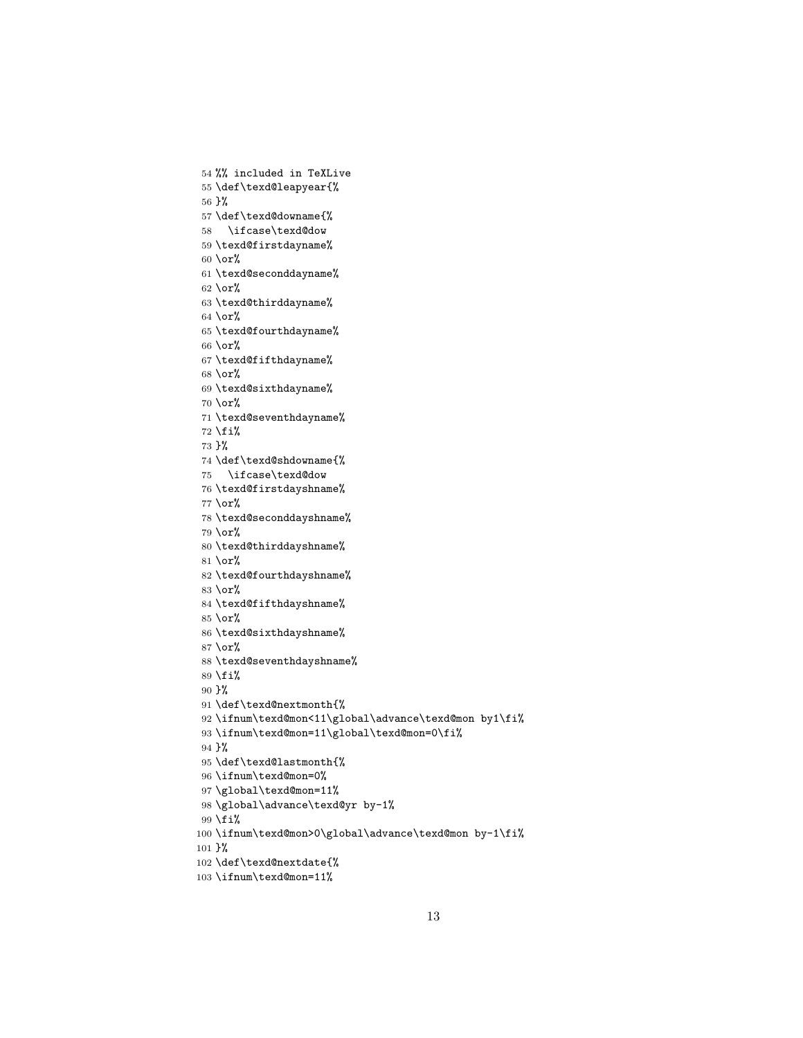```
54 %% included in TeXLive
55 \def\texd@leapyear{%
56 }%
57 \def\texd@downame{%
58   \ifcase\texd@dow
59 \texd@firstdayname%
60 \or%
61 \texd@seconddayname%
62 \or%
63 \texd@thirddayname%
64 \or%
65 \texd@fourthdayname%
66 \or%
67 \texd@fifthdayname%
68 \or%
69 \texd@sixthdayname%
70 \or%
71 \texd@seventhdayname%
72 \fi%
73 }%
74 \def\texd@shdowname{%
75   \ifcase\texd@dow
76 \texd@firstdayshname%
77 \or%
78 \texd@seconddayshname%
79 \or%
80 \texd@thirddayshname%
81 \or%
82 \texd@fourthdayshname%
83 \or%
84 \texd@fifthdayshname%
85 \or%
86 \texd@sixthdayshname%
87 \or%
88 \texd@seventhdayshname%
89 \fi%
90 }%
91 \def\texd@nextmonth{%
92 \ifnum\texd@mon<11\global\advance\texd@mon by1\fi%
93 \ifnum\texd@mon=11\global\texd@mon=0\fi%
94 }%
95 \def\texd@lastmonth{%
96 \ifnum\texd@mon=0%
97 \global\texd@mon=11%
98 \global\advance\texd@yr by-1%
99 \fi%
100 \ifnum\texd@mon>0\global\advance\texd@mon by-1\fi%
101 }%
102 \def\texd@nextdate{%
103 \ifnum\texd@mon=11%
```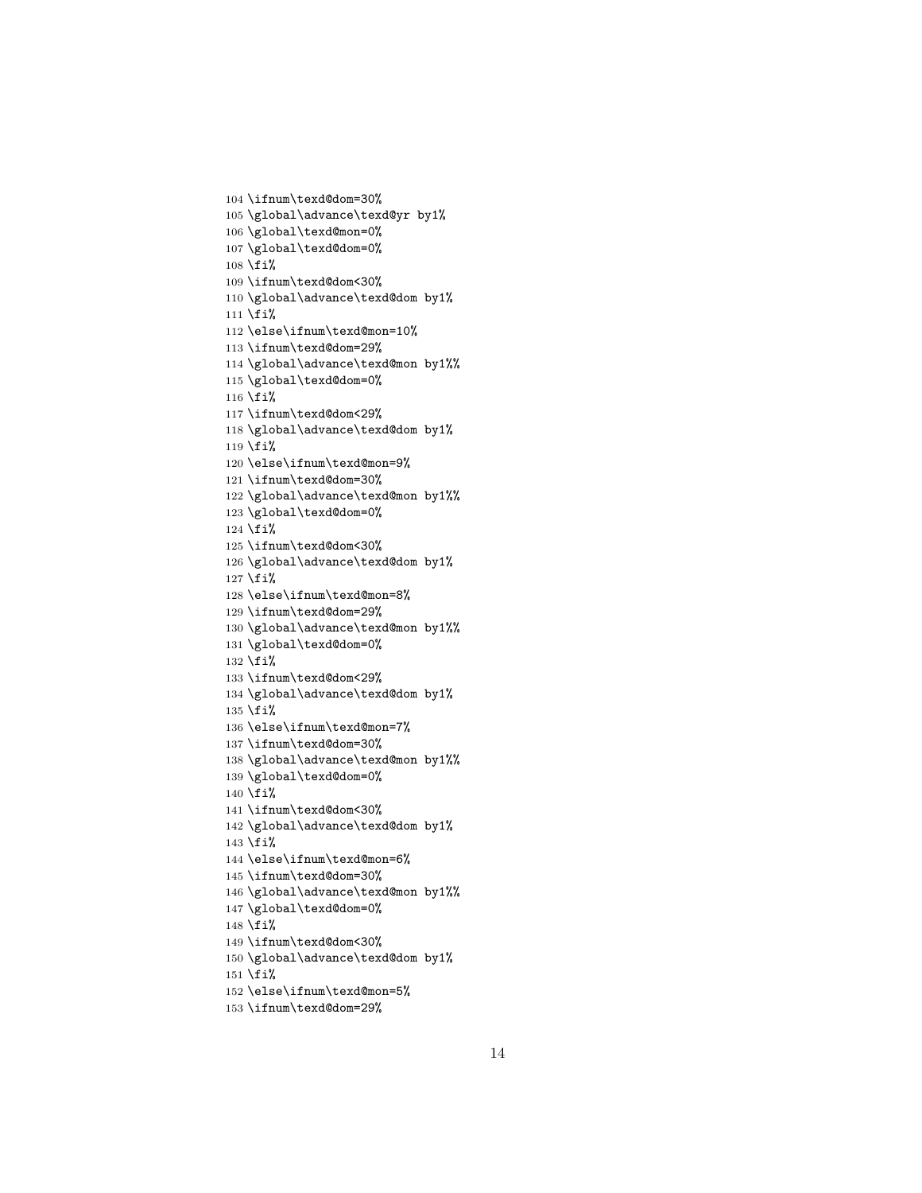```
104 \ifnum\texd@dom=30%
105 \global\advance\texd@yr by1%
106 \global\texd@mon=0%
107 \global\texd@dom=0%
108 \fi%
109 \ifnum\texd@dom<30%
110 \global\advance\texd@dom by1%
111 \fi%
112 \else\ifnum\texd@mon=10%
113 \ifnum\texd@dom=29%
114 \global\advance\texd@mon by1%%
115 \global\texd@dom=0%
116 \fi%
117 \ifnum\texd@dom<29%
118 \global\advance\texd@dom by1%
119 \fi%
120 \else\ifnum\texd@mon=9%
121 \ifnum\texd@dom=30%
122 \global\advance\texd@mon by1%%
123 \global\texd@dom=0%
124 \fi%
125 \ifnum\texd@dom<30%
126 \global\advance\texd@dom by1%
127 \fi%
128 \else\ifnum\texd@mon=8%
129 \ifnum\texd@dom=29%
130 \global\advance\texd@mon by1%%
131 \global\texd@dom=0%
132 \fi%
133 \ifnum\texd@dom<29%
134 \global\advance\texd@dom by1%
135 \fi%
136 \else\ifnum\texd@mon=7%
137 \ifnum\texd@dom=30%
138 \global\advance\texd@mon by1%%
139 \global\texd@dom=0%
140 \fi%
141 \ifnum\texd@dom<30%
142 \global\advance\texd@dom by1%
143 \fi%
144 \else\ifnum\texd@mon=6%
145 \ifnum\texd@dom=30%
146 \global\advance\texd@mon by1%%
147 \global\texd@dom=0%
148 \fi%
149 \ifnum\texd@dom<30%
150 \global\advance\texd@dom by1%
151 \fi%
152 \else\ifnum\texd@mon=5%
153 \ifnum\texd@dom=29%
```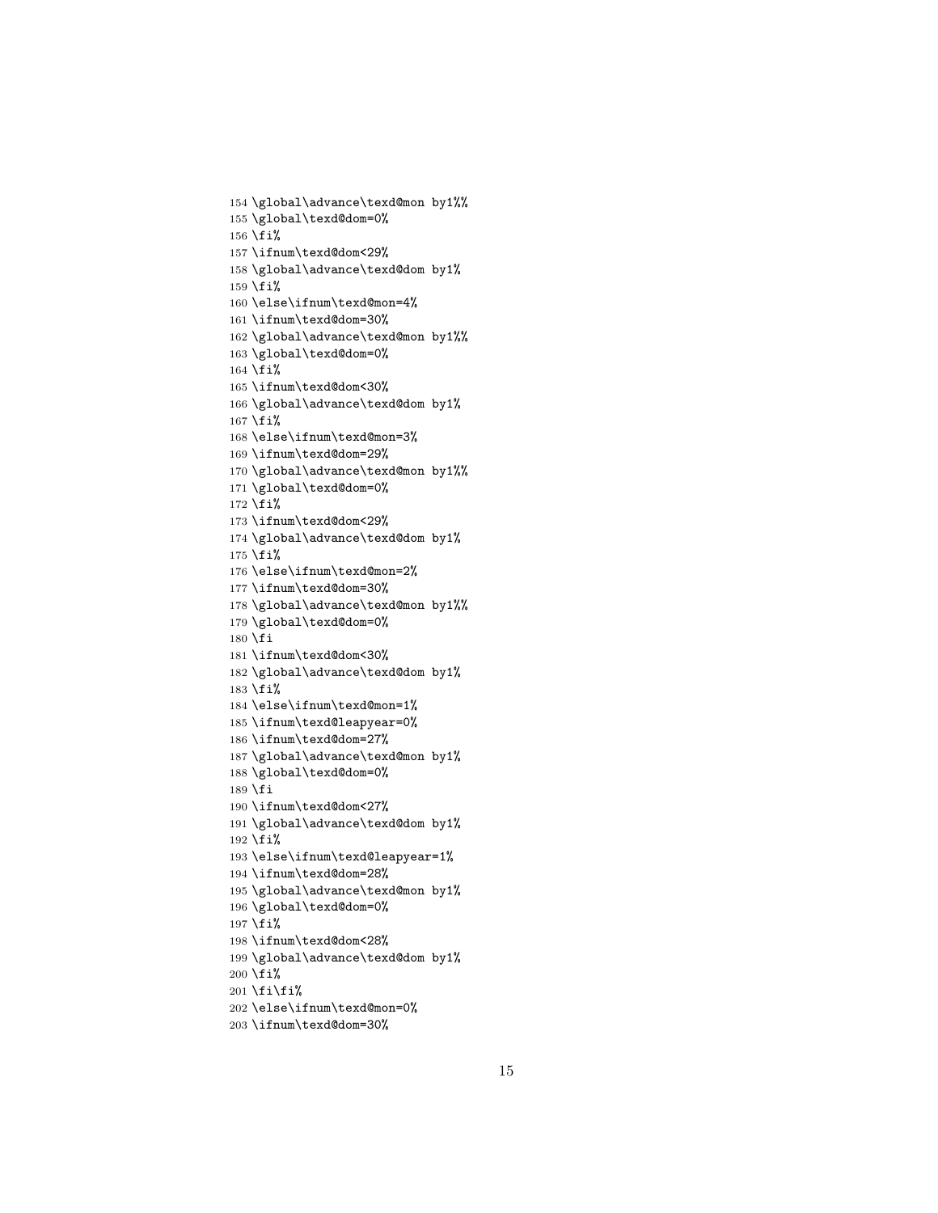```
154 \global\advance\texd@mon by1%%
155 \global\texd@dom=0%
156 \fi%
157 \ifnum\texd@dom<29%
158 \global\advance\texd@dom by1%
159 \fi%
160 \else\ifnum\texd@mon=4%
161 \ifnum\texd@dom=30%
162 \global\advance\texd@mon by1%%
163 \global\texd@dom=0%
164 \fi%
165 \ifnum\texd@dom<30%
166 \global\advance\texd@dom by1%
167 \fi%
168 \else\ifnum\texd@mon=3%
169 \ifnum\texd@dom=29%
170 \global\advance\texd@mon by1%%
171 \global\texd@dom=0%
172 \fi%
173 \ifnum\texd@dom<29%
174 \global\advance\texd@dom by1%
175 \fi%
176 \else\ifnum\texd@mon=2%
177 \ifnum\texd@dom=30%
178 \global\advance\texd@mon by1%%
179 \global\texd@dom=0%
180 \fi
181 \ifnum\texd@dom<30%
182 \global\advance\texd@dom by1%
183 \fi%
184 \else\ifnum\texd@mon=1%
185 \ifnum\texd@leapyear=0%
186 \ifnum\texd@dom=27%
187 \global\advance\texd@mon by1%
188 \global\texd@dom=0%
189 \fi
190 \ifnum\texd@dom<27%
191 \global\advance\texd@dom by1%
192 \fi%
193 \else\ifnum\texd@leapyear=1%
194 \ifnum\texd@dom=28%
195 \global\advance\texd@mon by1%
196 \global\texd@dom=0%
197 \fi%
198 \ifnum\texd@dom<28%
199 \global\advance\texd@dom by1%
200 \fi%
201 \fi\fi%
202 \else\ifnum\texd@mon=0%
203 \ifnum\texd@dom=30%
```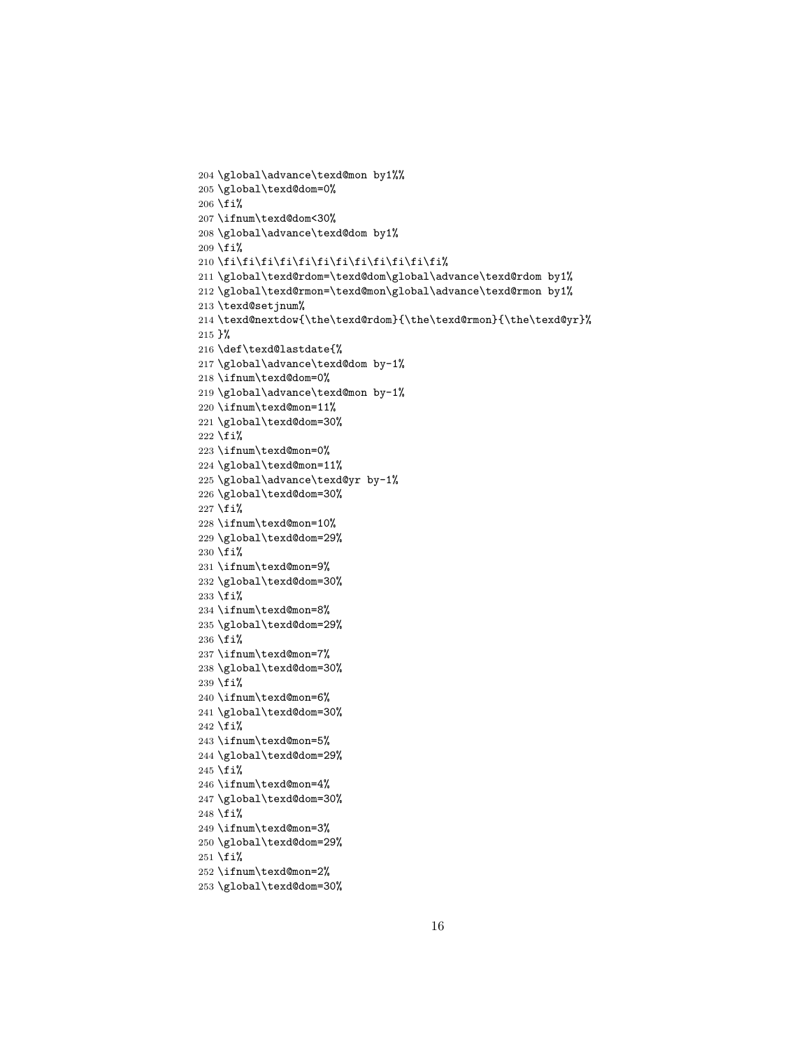```
204 \global\advance\texd@mon by1%%
205 \global\texd@dom=0%
206 \fi%
207 \ifnum\texd@dom<30%
208 \global\advance\texd@dom by1%
209 \fi%
210 \fi\fi\fi\fi\fi\fi\fi\fi\fi\fi\fi\fi%
211 \global\texd@rdom=\texd@dom\global\advance\texd@rdom by1%
212 \global\texd@rmon=\texd@mon\global\advance\texd@rmon by1%
213 \texd@setjnum%
214 \texd@nextdow{\the\texd@rdom}{\the\texd@rmon}{\the\texd@yr}%
215 }%
216 \def\texd@lastdate{%
217 \global\advance\texd@dom by-1%
218 \ifnum\texd@dom=0%
219 \global\advance\texd@mon by-1%
220 \ifnum\texd@mon=11%
221 \global\texd@dom=30%
222 \fi%
223 \ifnum\texd@mon=0%
224 \global\texd@mon=11%
225 \global\advance\texd@yr by-1%
226 \global\texd@dom=30%
227 \fi%
228 \ifnum\texd@mon=10%
229 \global\texd@dom=29%
230 \fi%
231 \ifnum\texd@mon=9%
232 \global\texd@dom=30%
233 \fi%
234 \ifnum\texd@mon=8%
235 \global\texd@dom=29%
236 \fi%
237 \ifnum\texd@mon=7%
238 \global\texd@dom=30%
239 \fi%
240 \ifnum\texd@mon=6%
241 \global\texd@dom=30%
242 \fi%
243 \ifnum\texd@mon=5%
244 \global\texd@dom=29%
245 \fi%
246 \ifnum\texd@mon=4%
247 \global\texd@dom=30%
248 \fi%
249 \ifnum\texd@mon=3%
250 \global\texd@dom=29%
251 \fi%
252 \ifnum\texd@mon=2%
253 \global\texd@dom=30%
```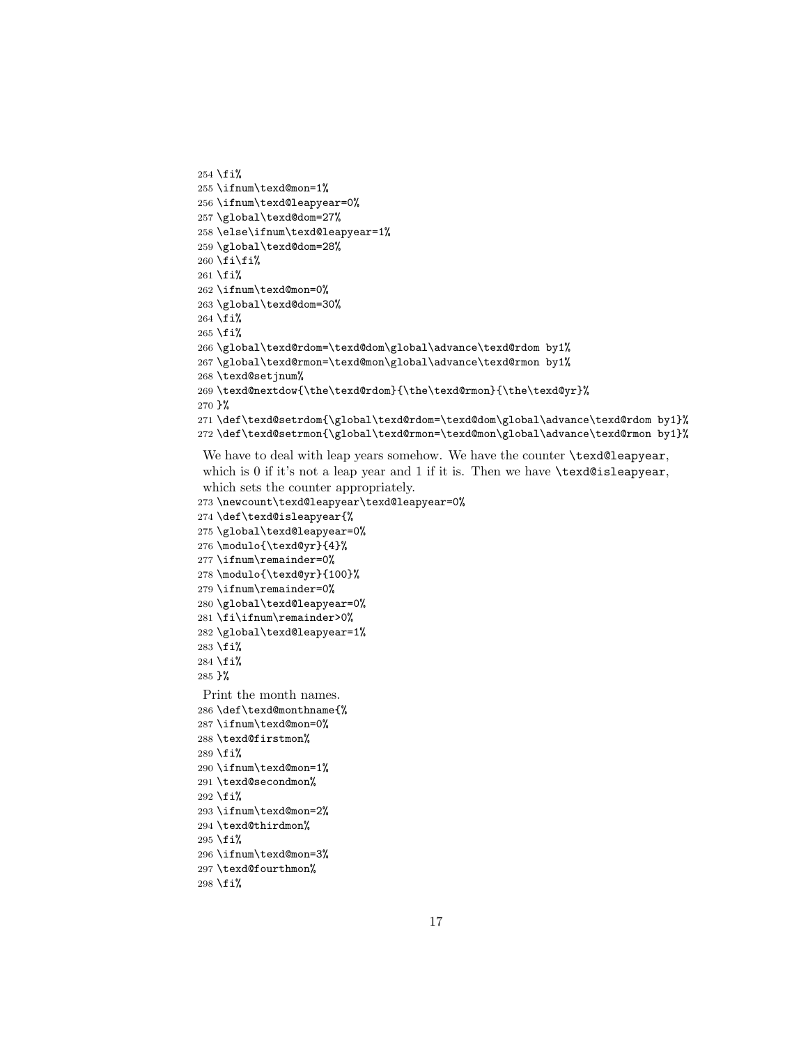```
254 \fi%
255 \ifnum\texd@mon=1%
256 \ifnum\texd@leapyear=0%
257 \global\texd@dom=27%
258 \else\ifnum\texd@leapyear=1%
259 \global\texd@dom=28%
260 \fi\fi%
261 \fi%
262 \ifnum\texd@mon=0%
263 \global\texd@dom=30%
264 \fi%
265 \fi%
266 \global\texd@rdom=\texd@dom\global\advance\texd@rdom by1%
267 \global\texd@rmon=\texd@mon\global\advance\texd@rmon by1%
268 \texd@setjnum%
269 \texd@nextdow{\the\texd@rdom}{\the\texd@rmon}{\the\texd@yr}%
270 }%
271 \def\texd@setrdom{\global\texd@rdom=\texd@dom\global\advance\texd@rdom by1}%
272 \def\texd@setrmon{\global\texd@rmon=\texd@mon\global\advance\texd@rmon by1}%
```

We have to deal with leap years somehow. We have the counter `\texd@leapyear`, which is 0 if it's not a leap year and 1 if it is. Then we have `\texd@isleapyear`, which sets the counter appropriately.

```
273 \newcount\texd@leapyear\texd@leapyear=0%
274 \def\texd@isleapyear{%
275 \global\texd@leapyear=0%
276 \modulo{\texd@yr}{4}%
277 \ifnum\remainder=0%
278 \modulo{\texd@yr}{100}%
279 \ifnum\remainder=0%
280 \global\texd@leapyear=0%
281 \fi\ifnum\remainder>0%
282 \global\texd@leapyear=1%
283 \fi%
284 \fi%
285 }%
```

Print the month names.

```
286 \def\texd@monthname{%
287 \ifnum\texd@mon=0%
288 \texd@firstmon%
289 \fi%
290 \ifnum\texd@mon=1%
291 \texd@secondmon%
292 \fi%
293 \ifnum\texd@mon=2%
294 \texd@thirdmon%
295 \fi%
296 \ifnum\texd@mon=3%
297 \texd@fourthmon%
298 \fi%
```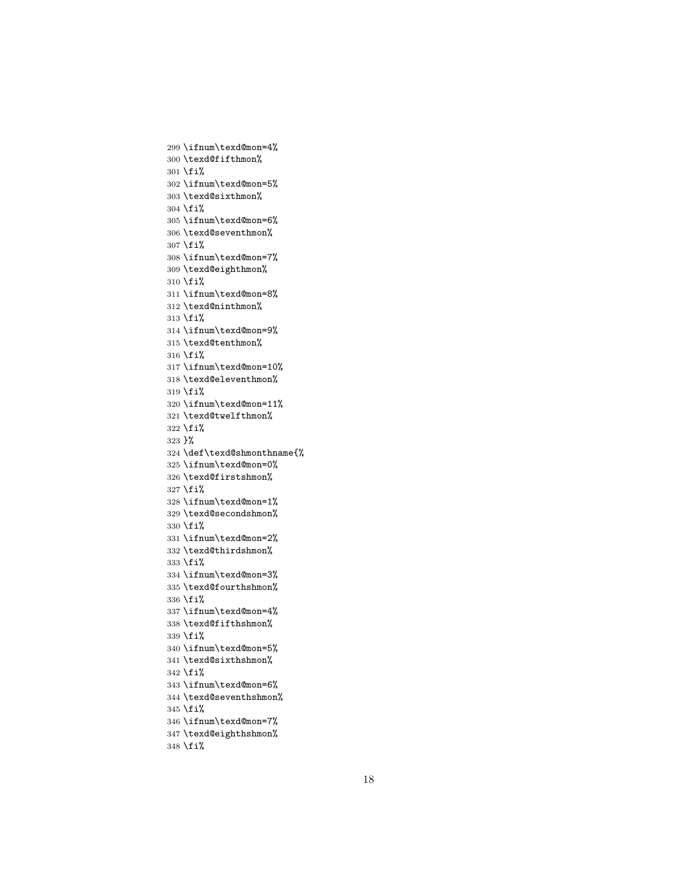```
299 \ifnum\texd@mon=4%
300 \texd@fifthmon%
301 \fi%
302 \ifnum\texd@mon=5%
303 \texd@sixthmon%
304 \fi%
305 \ifnum\texd@mon=6%
306 \texd@seventhmon%
307 \fi%
308 \ifnum\texd@mon=7%
309 \texd@eighthmon%
310 \fi%
311 \ifnum\texd@mon=8%
312 \texd@ninthmon%
313 \fi%
314 \ifnum\texd@mon=9%
315 \texd@tenthmon%
316 \fi%
317 \ifnum\texd@mon=10%
318 \texd@eleventhmon%
319 \fi%
320 \ifnum\texd@mon=11%
321 \texd@twelfthmon%
322 \fi%
323 }%
324 \def\texd@shmonthname{%
325 \ifnum\texd@mon=0%
326 \texd@firstshmon%
327 \fi%
328 \ifnum\texd@mon=1%
329 \texd@secondshmon%
330 \fi%
331 \ifnum\texd@mon=2%
332 \texd@thirdshmon%
333 \fi%
334 \ifnum\texd@mon=3%
335 \texd@fourthshmon%
336 \fi%
337 \ifnum\texd@mon=4%
338 \texd@fifthshmon%
339 \fi%
340 \ifnum\texd@mon=5%
341 \texd@sixthshmon%
342 \fi%
343 \ifnum\texd@mon=6%
344 \texd@seventhshmon%
345 \fi%
346 \ifnum\texd@mon=7%
347 \texd@eighthshmon%
348 \fi%
```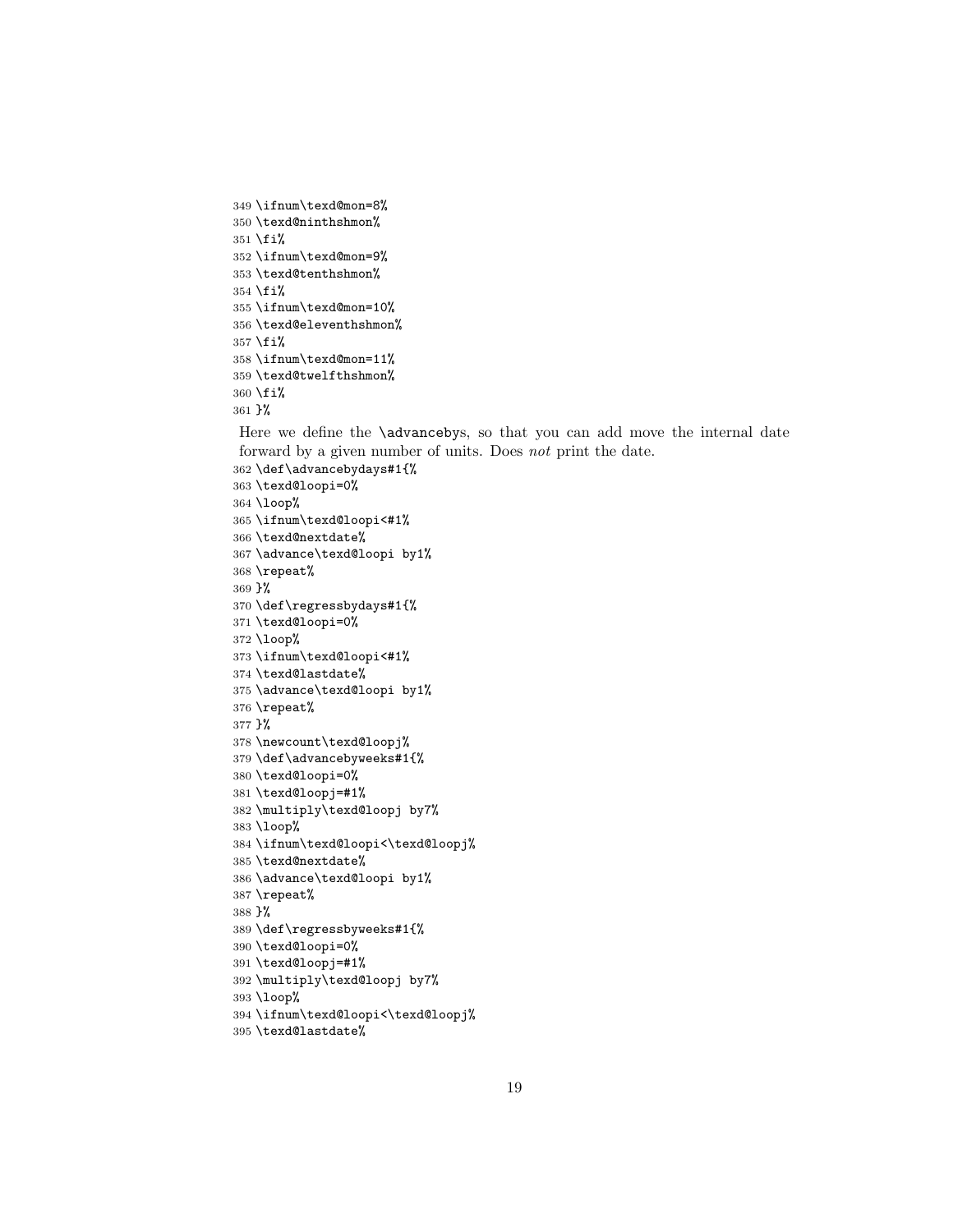```
349 \ifnum\texd@mon=8%
350 \texd@ninthshmon%
351 \fi%
352 \ifnum\texd@mon=9%
353 \texd@tenthshmon%
354 \fi%
355 \ifnum\texd@mon=10%
356 \texd@eleventhshmon%
357 \fi%
358 \ifnum\texd@mon=11%
359 \texd@twelfthshmon%
360 \fi%
361 }%
```

Here we define the `\advancebys`, so that you can add move the internal date forward by a given number of units. Does *not* print the date.

```
362 \def\advancebydays#1{%
363 \texd@loopi=0%
364 \loop%
365 \ifnum\texd@loopi<#1%
366 \texd@nextdate%
367 \advance\texd@loopi by1%
368 \repeat%
369 }%
370 \def\regressbydays#1{%
371 \texd@loopi=0%
372 \loop%
373 \ifnum\texd@loopi<#1%
374 \texd@lastdate%
375 \advance\texd@loopi by1%
376 \repeat%
377 }%
378 \newcount\texd@loopj%
379 \def\advancebyweeks#1{%
380 \texd@loopi=0%
381 \texd@loopj=#1%
382 \multiply\texd@loopj by7%
383 \loop%
384 \ifnum\texd@loopi<\texd@loopj%
385 \texd@nextdate%
386 \advance\texd@loopi by1%
387 \repeat%
388 }%
389 \def\regressbyweeks#1{%
390 \texd@loopi=0%
391 \texd@loopj=#1%
392 \multiply\texd@loopj by7%
393 \loop%
394 \ifnum\texd@loopi<\texd@loopj%
395 \texd@lastdate%
```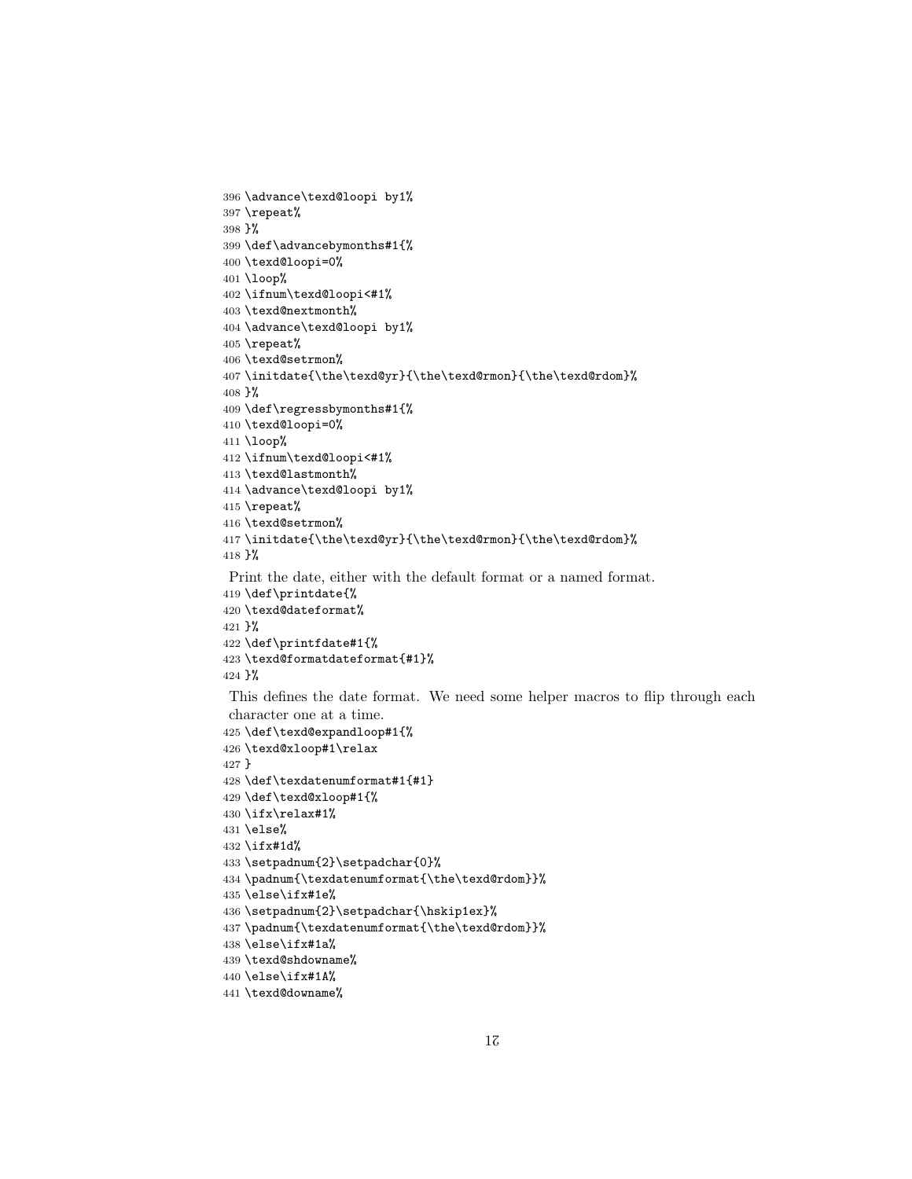```
396 \advance\texd@loopi by1%
397 \repeat%
398 }%
399 \def\advancebymonths#1{%
400 \texd@loopi=0%
401 \loop%
402 \ifnum\texd@loopi<#1%
403 \texd@nextmonth%
404 \advance\texd@loopi by1%
405 \repeat%
406 \texd@setrmon%
407 \initdate{\the\texd@yr}{\the\texd@rmon}{\the\texd@rdom}%
408 }%
409 \def\regressbymonths#1{%
410 \texd@loopi=0%
411 \loop%
412 \ifnum\texd@loopi<#1%
413 \texd@lastmonth%
414 \advance\texd@loopi by1%
415 \repeat%
416 \texd@setrmon%
417 \initdate{\the\texd@yr}{\the\texd@rmon}{\the\texd@rdom}%
418 }%
```

Print the date, either with the default format or a named format.

```
419 \def\printdate{%
420 \texd@dateformat%
421 }%
422 \def\printfdate#1{%
423 \texd@formatdateformat{#1}%
424 }%
```

This defines the date format. We need some helper macros to flip through each character one at a time.

```
425 \def\texd@expandloop#1{%
426 \texd@xloop#1\relax
427 }
428 \def\texdatenumformat#1{#1}
429 \def\texd@xloop#1{%
430 \ifx\relax#1%
431 \else%
432 \ifx#1d%
433 \setpadnum{2}\setpadchar{0}%
434 \padnum{\texdatenumformat{\the\texd@rdom}}%
435 \else\ifx#1e%
436 \setpadnum{2}\setpadchar{\hskip1ex}%
437 \padnum{\texdatenumformat{\the\texd@rdom}}%
438 \else\ifx#1a%
439 \texd@shdowname%
440 \else\ifx#1A%
441 \texd@downame%
```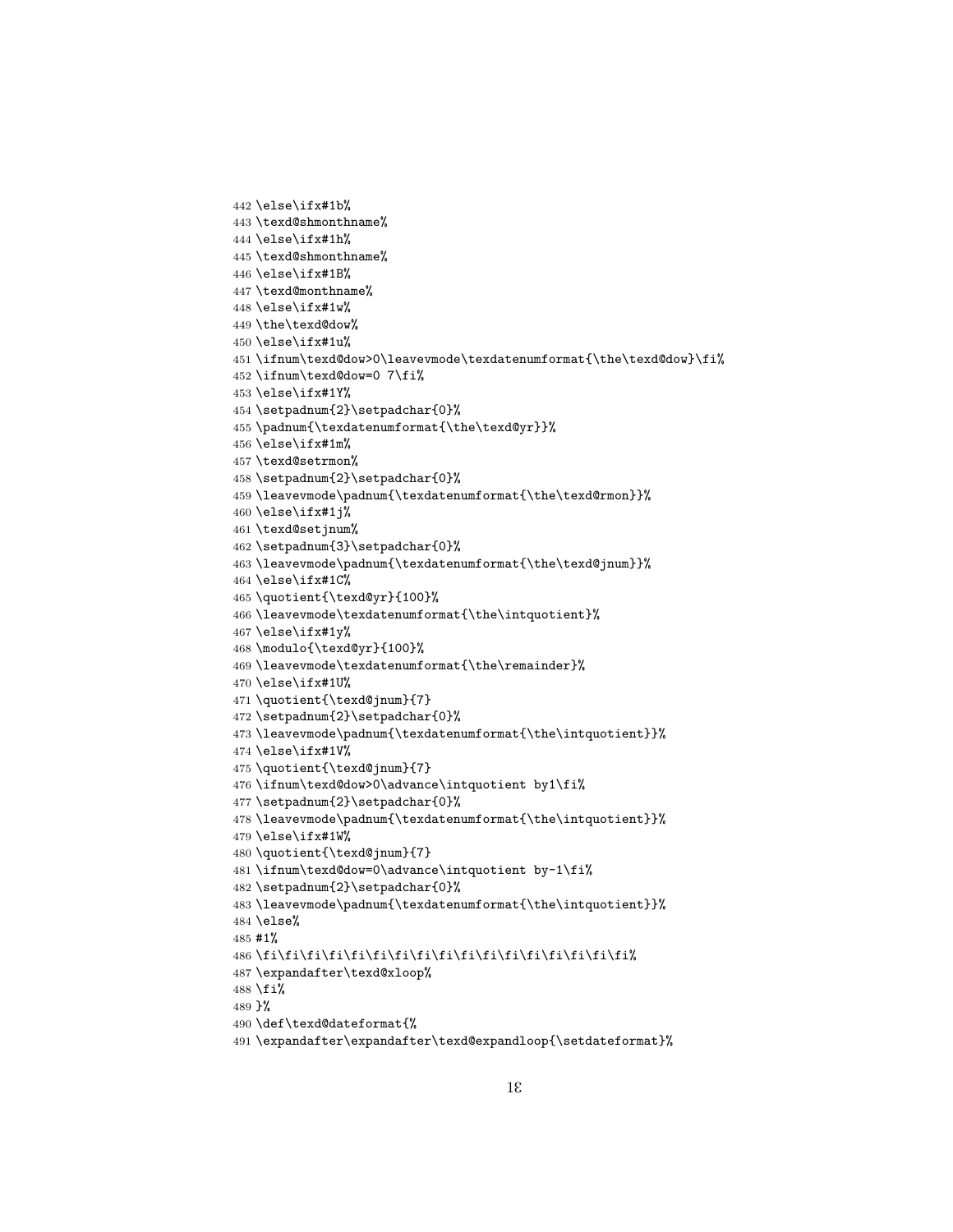```
442 \else\ifx#1b%
443 \texd@shmonthname%
444 \else\ifx#1h%
445 \texd@shmonthname%
446 \else\ifx#1B%
447 \texd@monthname%
448 \else\ifx#1w%
449 \the\texd@dow%
450 \else\ifx#1u%
451 \ifnum\texd@dow>0\leavevmode\texdatenumformat{\the\texd@dow}\fi%
452 \ifnum\texd@dow=0 7\fi%
453 \else\ifx#1Y%
454 \setpadnum{2}\setpadchar{0}%
455 \padnum{\texdatenumformat{\the\texd@yr}}%
456 \else\ifx#1m%
457 \texd@setrmon%
458 \setpadnum{2}\setpadchar{0}%
459 \leavevmode\padnum{\texdatenumformat{\the\texd@rmon}}%
460 \else\ifx#1j%
461 \texd@setjnum%
462 \setpadnum{3}\setpadchar{0}%
463 \leavevmode\padnum{\texdatenumformat{\the\texd@jnum}}%
464 \else\ifx#1C%
465 \quotient{\texd@yr}{100}%
466 \leavevmode\texdatenumformat{\the\intquotient}%
467 \else\ifx#1y%
468 \modulo{\texd@yr}{100}%
469 \leavevmode\texdatenumformat{\the\remainder}%
470 \else\ifx#1U%
471 \quotient{\texd@jnum}{7}
472 \setpadnum{2}\setpadchar{0}%
473 \leavevmode\padnum{\texdatenumformat{\the\intquotient}}%
474 \else\ifx#1V%
475 \quotient{\texd@jnum}{7}
476 \ifnum\texd@dow>0\advance\intquotient by1\fi%
477 \setpadnum{2}\setpadchar{0}%
478 \leavevmode\padnum{\texdatenumformat{\the\intquotient}}%
479 \else\ifx#1W%
480 \quotient{\texd@jnum}{7}
481 \ifnum\texd@dow=0\advance\intquotient by-1\fi%
482 \setpadnum{2}\setpadchar{0}%
483 \leavevmode\padnum{\texdatenumformat{\the\intquotient}}%
484 \else%
485 #1%
486 \fi\fi\fi\fi\fi\fi\fi\fi\fi\fi\fi\fi\fi\fi\fi\fi\fi\fi%
487 \expandafter\texd@xloop%
488 \fi%
489 }%
490 \def\texd@dateformat{%
491 \expandafter\expandafter\texd@expandloop{\setdateformat}%
```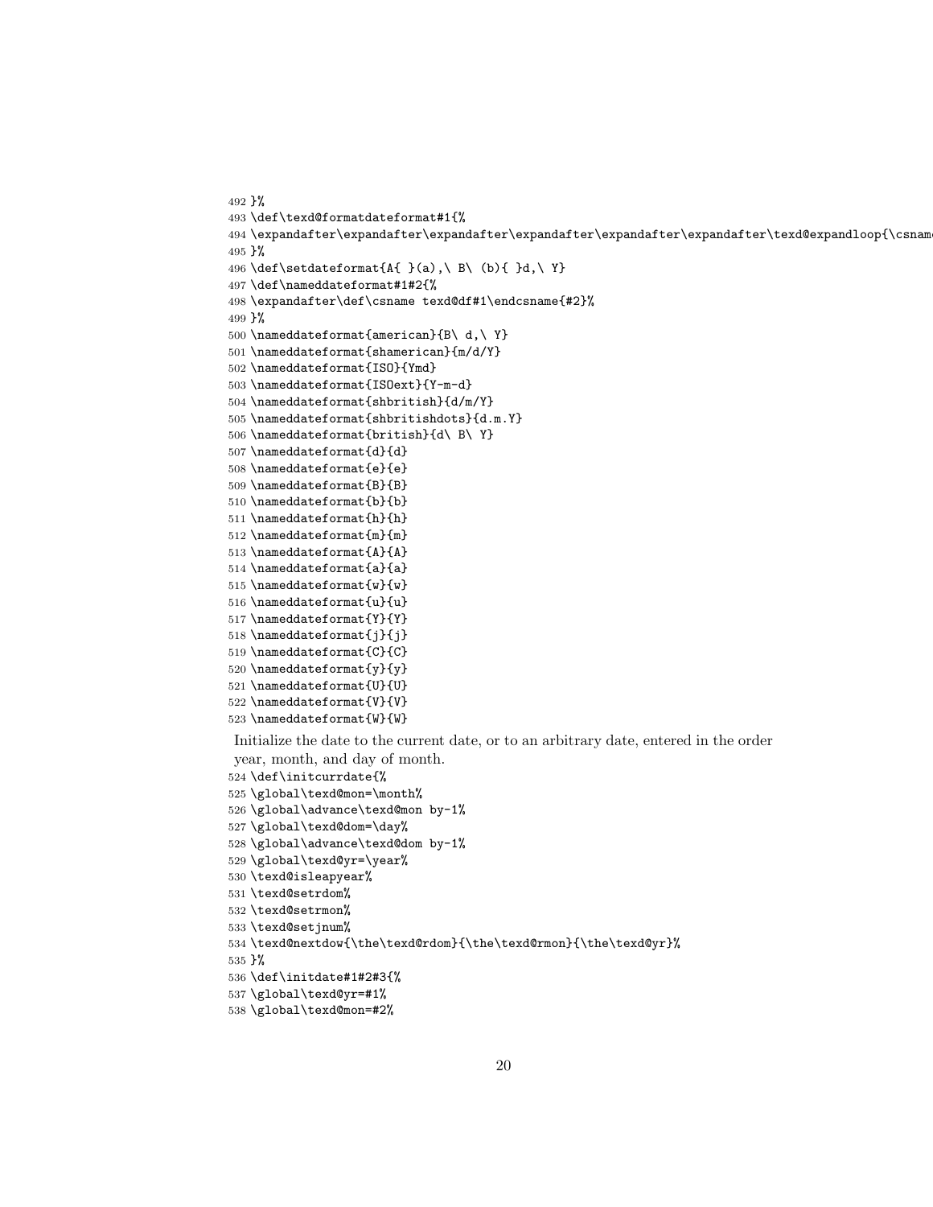```
492 }%
493 \def\texd@formatdateformat#1{%
494 \expandafter\expandafter\expandafter\expandafter\expandafter\expandafter\texd@expandloop{\csname
495 }%
496 \def\setdateformat{A{ }(a),\ B\ (b){ }d,\ Y}
497 \def\nameddateformat#1#2{%
498 \expandafter\def\csname texd@df#1\endcsname{#2}%
499 }%
500 \nameddateformat{american}{B\ d,\ Y}
501 \nameddateformat{shamerican}{m/d/Y}
502 \nameddateformat{ISO}{Ymd}
503 \nameddateformat{ISOext}{Y-m-d}
504 \nameddateformat{shbritish}{d/m/Y}
505 \nameddateformat{shbritishdots}{d.m.Y}
506 \nameddateformat{british}{d\ B\ Y}
507 \nameddateformat{d}{d}
508 \nameddateformat{e}{e}
509 \nameddateformat{B}{B}
510 \nameddateformat{b}{b}
511 \nameddateformat{h}{h}
512 \nameddateformat{m}{m}
513 \nameddateformat{A}{A}
514 \nameddateformat{a}{a}
515 \nameddateformat{w}{w}
516 \nameddateformat{u}{u}
517 \nameddateformat{Y}{Y}
518 \nameddateformat{j}{j}
519 \nameddateformat{C}{C}
520 \nameddateformat{y}{y}
521 \nameddateformat{U}{U}
522 \nameddateformat{V}{V}
523 \nameddateformat{W}{W}
```

Initialize the date to the current date, or to an arbitrary date, entered in the order year, month, and day of month.

```
524 \def\initcurrdate{%
525 \global\texd@mon=\month%
526 \global\advance\texd@mon by-1%
527 \global\texd@dom=\day%
528 \global\advance\texd@dom by-1%
529 \global\texd@yr=\year%
530 \texd@isleapyear%
531 \texd@setrdom%
532 \texd@setrmon%
533 \texd@setjnum%
534 \texd@nextdow{\the\texd@rdom}{\the\texd@rmon}{\the\texd@yr}%
535 }%
536 \def\initdate#1#2#3{%
537 \global\texd@yr=#1%
538 \global\texd@mon=#2%
```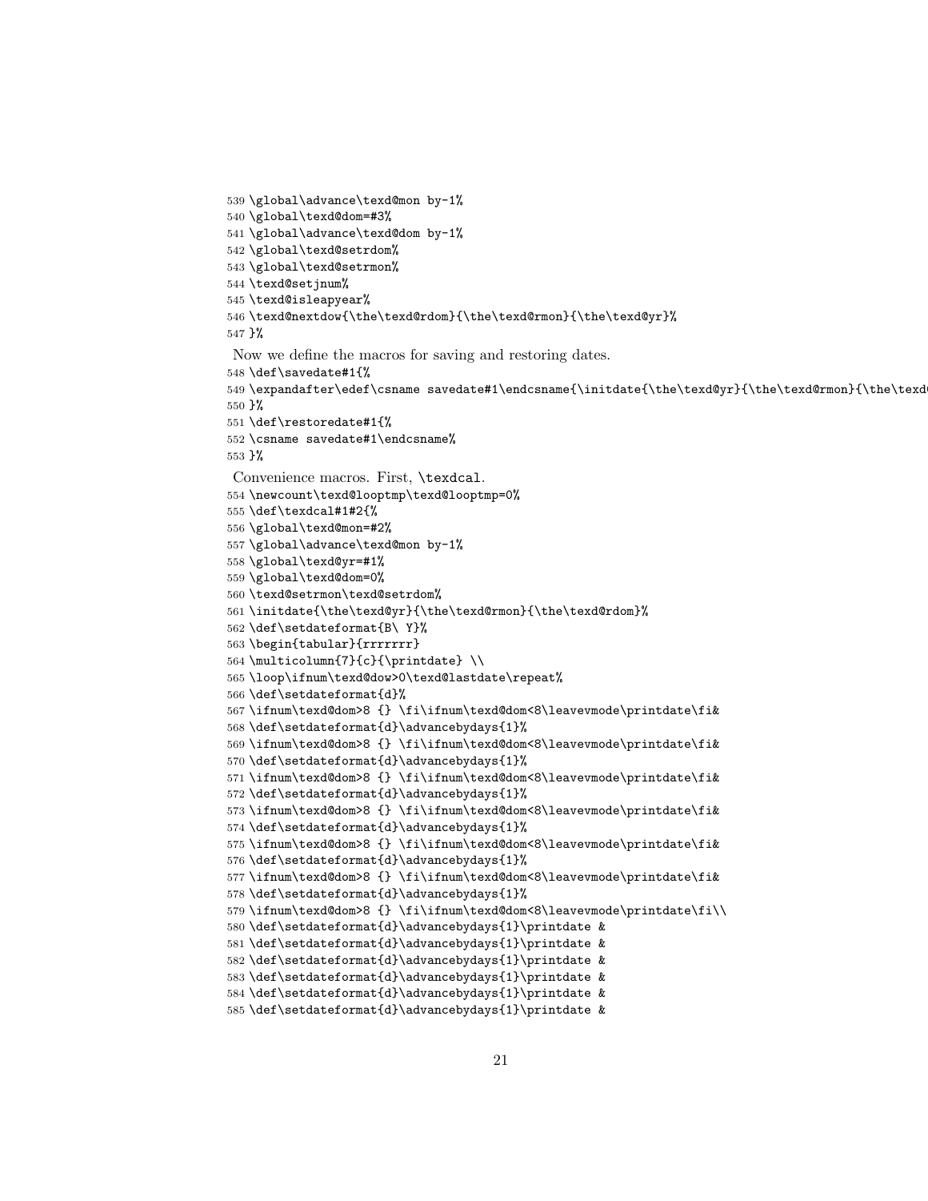```
539 \global\advance\texd@mon by-1%
540 \global\texd@dom=#3%
541 \global\advance\texd@dom by-1%
542 \global\texd@setrdom%
543 \global\texd@setrmon%
544 \texd@setjnum%
545 \texd@isleapyear%
546 \texd@nextdow{\the\texd@rdom}{\the\texd@rmon}{\the\texd@yr}%
547 }%
```

Now we define the macros for saving and restoring dates.

```
548 \def\savedate#1{%
549 \expandafter\edef\csname savedate#1\endcsname{\initdate{\the\texd@yr}{\the\texd@rmon}{\the\texd
550 }%
551 \def\restoredate#1{%
552 \csname savedate#1\endcsname%
553 }%
```

Convenience macros. First, `\texdcal`.

```
554 \newcount\texd@looptmp\texd@looptmp=0%
555 \def\texdcal#1#2{%
556 \global\texd@mon=#2%
557 \global\advance\texd@mon by-1%
558 \global\texd@yr=#1%
559 \global\texd@dom=0%
560 \texd@setrmon\texd@setrdom%
561 \initdate{\the\texd@yr}{\the\texd@rmon}{\the\texd@rdom}%
562 \def\setdateformat{B\ Y}%
563 \begin{tabular}{rrrrrrr}
564 \multicolumn{7}{c}{\printdate} \\
565 \loop\ifnum\texd@dow>0\texd@lastdate\repeat%
566 \def\setdateformat{d}%
567 \ifnum\texd@dom>8 {} \fi\ifnum\texd@dom<8\leavevmode\printdate\fi&
568 \def\setdateformat{d}\advancebydays{1}%
569 \ifnum\texd@dom>8 {} \fi\ifnum\texd@dom<8\leavevmode\printdate\fi&
570 \def\setdateformat{d}\advancebydays{1}%
571 \ifnum\texd@dom>8 {} \fi\ifnum\texd@dom<8\leavevmode\printdate\fi&
572 \def\setdateformat{d}\advancebydays{1}%
573 \ifnum\texd@dom>8 {} \fi\ifnum\texd@dom<8\leavevmode\printdate\fi&
574 \def\setdateformat{d}\advancebydays{1}%
575 \ifnum\texd@dom>8 {} \fi\ifnum\texd@dom<8\leavevmode\printdate\fi&
576 \def\setdateformat{d}\advancebydays{1}%
577 \ifnum\texd@dom>8 {} \fi\ifnum\texd@dom<8\leavevmode\printdate\fi&
578 \def\setdateformat{d}\advancebydays{1}%
579 \ifnum\texd@dom>8 {} \fi\ifnum\texd@dom<8\leavevmode\printdate\fi\\
580 \def\setdateformat{d}\advancebydays{1}\printdate &
581 \def\setdateformat{d}\advancebydays{1}\printdate &
582 \def\setdateformat{d}\advancebydays{1}\printdate &
583 \def\setdateformat{d}\advancebydays{1}\printdate &
584 \def\setdateformat{d}\advancebydays{1}\printdate &
585 \def\setdateformat{d}\advancebydays{1}\printdate &
```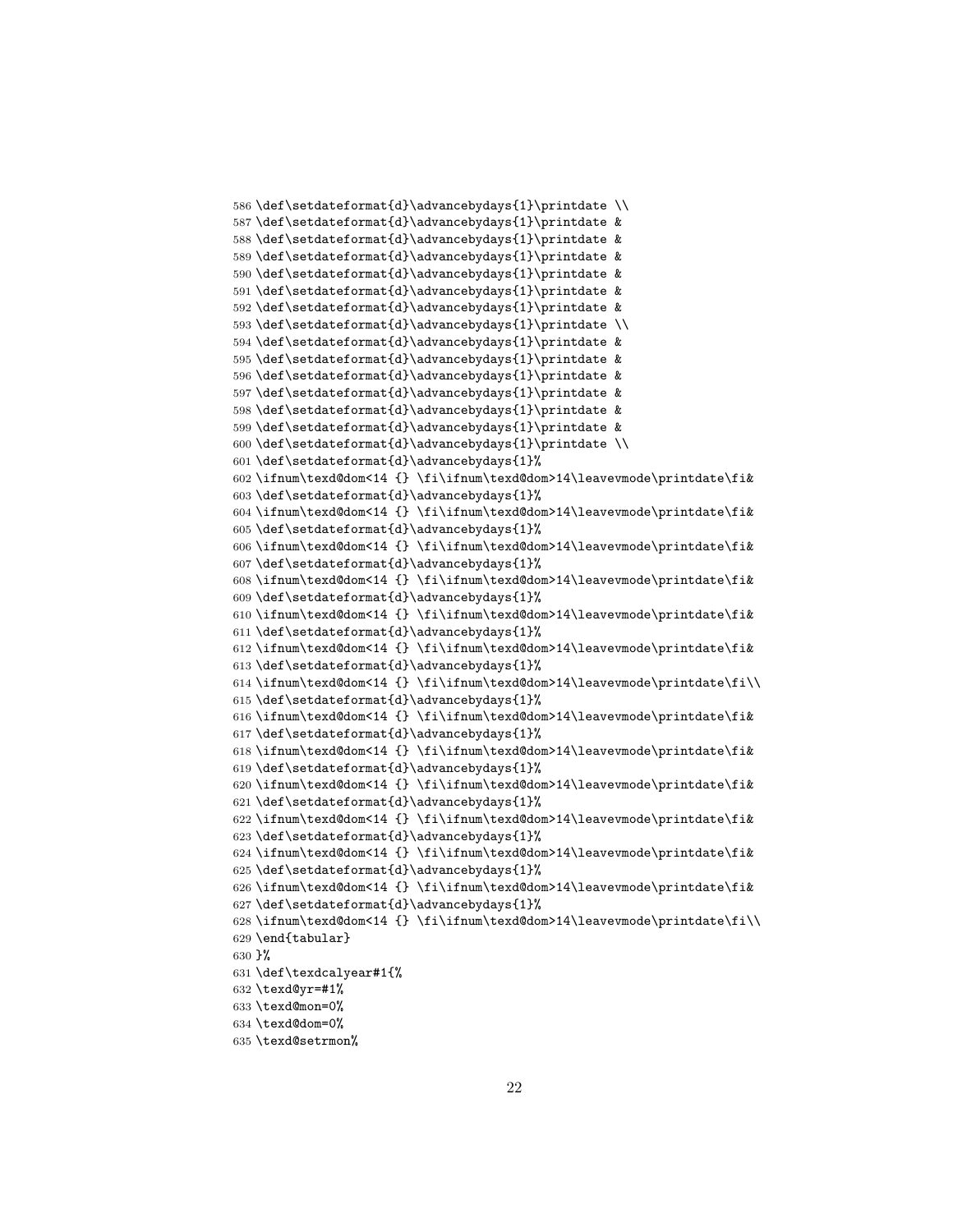```
586 \def\setdateformat{d}\advancebydays{1}\printdate \\
587 \def\setdateformat{d}\advancebydays{1}\printdate &
588 \def\setdateformat{d}\advancebydays{1}\printdate &
589 \def\setdateformat{d}\advancebydays{1}\printdate &
590 \def\setdateformat{d}\advancebydays{1}\printdate &
591 \def\setdateformat{d}\advancebydays{1}\printdate &
592 \def\setdateformat{d}\advancebydays{1}\printdate &
593 \def\setdateformat{d}\advancebydays{1}\printdate \\
594 \def\setdateformat{d}\advancebydays{1}\printdate &
595 \def\setdateformat{d}\advancebydays{1}\printdate &
596 \def\setdateformat{d}\advancebydays{1}\printdate &
597 \def\setdateformat{d}\advancebydays{1}\printdate &
598 \def\setdateformat{d}\advancebydays{1}\printdate &
599 \def\setdateformat{d}\advancebydays{1}\printdate &
600 \def\setdateformat{d}\advancebydays{1}\printdate \\
601 \def\setdateformat{d}\advancebydays{1}%
602 \ifnum\texd@dom<14 {} \fi\ifnum\texd@dom>14\leavevmode\printdate\fi&
603 \def\setdateformat{d}\advancebydays{1}%
604 \ifnum\texd@dom<14 {} \fi\ifnum\texd@dom>14\leavevmode\printdate\fi&
605 \def\setdateformat{d}\advancebydays{1}%
606 \ifnum\texd@dom<14 {} \fi\ifnum\texd@dom>14\leavevmode\printdate\fi&
607 \def\setdateformat{d}\advancebydays{1}%
608 \ifnum\texd@dom<14 {} \fi\ifnum\texd@dom>14\leavevmode\printdate\fi&
609 \def\setdateformat{d}\advancebydays{1}%
610 \ifnum\texd@dom<14 {} \fi\ifnum\texd@dom>14\leavevmode\printdate\fi&
611 \def\setdateformat{d}\advancebydays{1}%
612 \ifnum\texd@dom<14 {} \fi\ifnum\texd@dom>14\leavevmode\printdate\fi&
613 \def\setdateformat{d}\advancebydays{1}%
614 \ifnum\texd@dom<14 {} \fi\ifnum\texd@dom>14\leavevmode\printdate\fi\\
615 \def\setdateformat{d}\advancebydays{1}%
616 \ifnum\texd@dom<14 {} \fi\ifnum\texd@dom>14\leavevmode\printdate\fi&
617 \def\setdateformat{d}\advancebydays{1}%
618 \ifnum\texd@dom<14 {} \fi\ifnum\texd@dom>14\leavevmode\printdate\fi&
619 \def\setdateformat{d}\advancebydays{1}%
620 \ifnum\texd@dom<14 {} \fi\ifnum\texd@dom>14\leavevmode\printdate\fi&
621 \def\setdateformat{d}\advancebydays{1}%
622 \ifnum\texd@dom<14 {} \fi\ifnum\texd@dom>14\leavevmode\printdate\fi&
623 \def\setdateformat{d}\advancebydays{1}%
624 \ifnum\texd@dom<14 {} \fi\ifnum\texd@dom>14\leavevmode\printdate\fi&
625 \def\setdateformat{d}\advancebydays{1}%
626 \ifnum\texd@dom<14 {} \fi\ifnum\texd@dom>14\leavevmode\printdate\fi&
627 \def\setdateformat{d}\advancebydays{1}%
628 \ifnum\texd@dom<14 {} \fi\ifnum\texd@dom>14\leavevmode\printdate\fi\\
629 \end{tabular}
630 }%
631 \def\texdcalyear#1{%
632 \texd@yr=#1%
633 \texd@mon=0%
634 \texd@dom=0%
635 \texd@setrmon%
```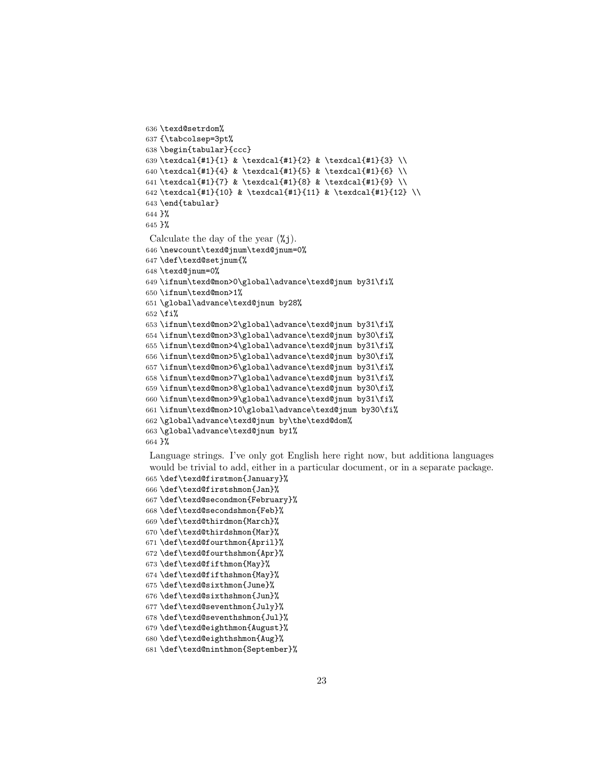```
636 \texd@setrdom%
637 {\tabcolsep=3pt%
638 \begin{tabular}{ccc}
639 \texdcal{#1}{1} & \texdcal{#1}{2} & \texdcal{#1}{3} \\
640 \texdcal{#1}{4} & \texdcal{#1}{5} & \texdcal{#1}{6} \\
641 \texdcal{#1}{7} & \texdcal{#1}{8} & \texdcal{#1}{9} \\
642 \texdcal{#1}{10} & \texdcal{#1}{11} & \texdcal{#1}{12} \\
643 \end{tabular}
644 }%
645 }%
```

Calculate the day of the year (%j).

```
646 \newcount\texd@jnum\texd@jnum=0%
647 \def\texd@setjnum{%
648 \texd@jnum=0%
649 \ifnum\texd@mon>0\global\advance\texd@jnum by31\fi%
650 \ifnum\texd@mon>1%
651 \global\advance\texd@jnum by28%
652 \fi%
653 \ifnum\texd@mon>2\global\advance\texd@jnum by31\fi%
654 \ifnum\texd@mon>3\global\advance\texd@jnum by30\fi%
655 \ifnum\texd@mon>4\global\advance\texd@jnum by31\fi%
656 \ifnum\texd@mon>5\global\advance\texd@jnum by30\fi%
657 \ifnum\texd@mon>6\global\advance\texd@jnum by31\fi%
658 \ifnum\texd@mon>7\global\advance\texd@jnum by31\fi%
659 \ifnum\texd@mon>8\global\advance\texd@jnum by30\fi%
660 \ifnum\texd@mon>9\global\advance\texd@jnum by31\fi%
661 \ifnum\texd@mon>10\global\advance\texd@jnum by30\fi%
662 \global\advance\texd@jnum by\the\texd@dom%
663 \global\advance\texd@jnum by1%
664 }%
```

Language strings. I've only got English here right now, but additiona languages would be trivial to add, either in a particular document, or in a separate package.

```
665 \def\texd@firstmon{January}%
666 \def\texd@firstshmon{Jan}%
667 \def\texd@secondmon{February}%
668 \def\texd@secondshmon{Feb}%
669 \def\texd@thirdmon{March}%
670 \def\texd@thirdshmon{Mar}%
671 \def\texd@fourthmon{April}%
672 \def\texd@fourthshmon{Apr}%
673 \def\texd@fifthmon{May}%
674 \def\texd@fifthshmon{May}%
675 \def\texd@sixthmon{June}%
676 \def\texd@sixthshmon{Jun}%
677 \def\texd@seventhmon{July}%
678 \def\texd@seventhshmon{Jul}%
679 \def\texd@eighthmon{August}%
680 \def\texd@eighthshmon{Aug}%
681 \def\texd@ninthmon{September}%
```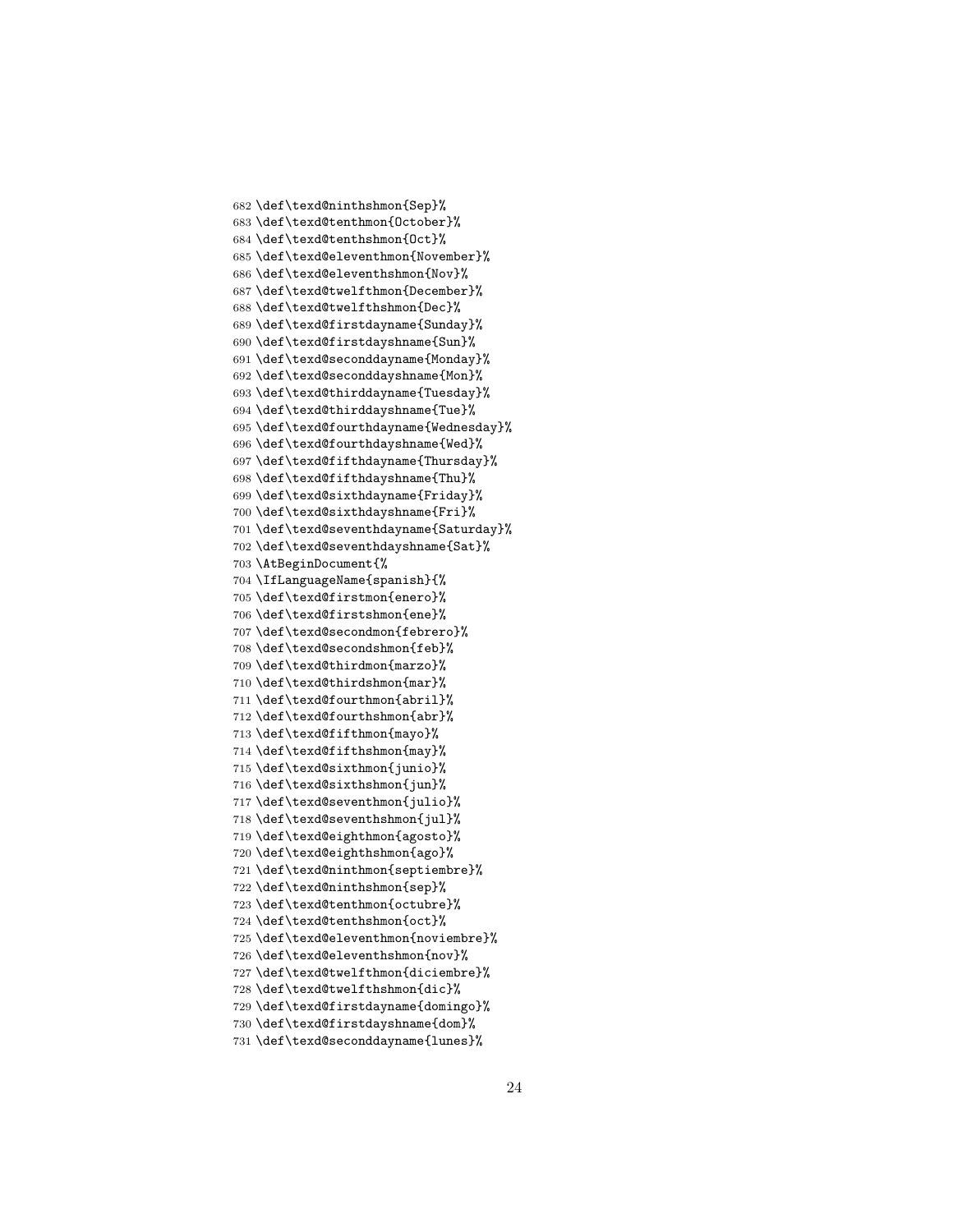```
682 \def\texd@ninthshmon{Sep}%
683 \def\texd@tenthmon{October}%
684 \def\texd@tenthshmon{Oct}%
685 \def\texd@eleventhmon{November}%
686 \def\texd@eleventhshmon{Nov}%
687 \def\texd@twelfthmon{December}%
688 \def\texd@twelfthshmon{Dec}%
689 \def\texd@firstdayname{Sunday}%
690 \def\texd@firstdayshname{Sun}%
691 \def\texd@seconddayname{Monday}%
692 \def\texd@seconddayshname{Mon}%
693 \def\texd@thirddayname{Tuesday}%
694 \def\texd@thirddayshname{Tue}%
695 \def\texd@fourthdayname{Wednesday}%
696 \def\texd@fourthdayshname{Wed}%
697 \def\texd@fifthdayname{Thursday}%
698 \def\texd@fifthdayshname{Thu}%
699 \def\texd@sixthdayname{Friday}%
700 \def\texd@sixthdayshname{Fri}%
701 \def\texd@seventhdayname{Saturday}%
702 \def\texd@seventhdayshname{Sat}%
703 \AtBeginDocument{%
704 \IfLanguageName{spanish}{%
705 \def\texd@firstmon{enero}%
706 \def\texd@firstshmon{ene}%
707 \def\texd@secondmon{febrero}%
708 \def\texd@secondshmon{feb}%
709 \def\texd@thirdmon{marzo}%
710 \def\texd@thirdshmon{mar}%
711 \def\texd@fourthmon{abril}%
712 \def\texd@fourthshmon{abr}%
713 \def\texd@fifthmon{mayo}%
714 \def\texd@fifthshmon{may}%
715 \def\texd@sixthmon{junio}%
716 \def\texd@sixthshmon{jun}%
717 \def\texd@seventhmon{julio}%
718 \def\texd@seventhshmon{jul}%
719 \def\texd@eighthmon{agosto}%
720 \def\texd@eighthshmon{ago}%
721 \def\texd@ninthmon{septiembre}%
722 \def\texd@ninthshmon{sep}%
723 \def\texd@tenthmon{octubre}%
724 \def\texd@tenthshmon{oct}%
725 \def\texd@eleventhmon{noviembre}%
726 \def\texd@eleventhshmon{nov}%
727 \def\texd@twelfthmon{diciembre}%
728 \def\texd@twelfthshmon{dic}%
729 \def\texd@firstdayname{domingo}%
730 \def\texd@firstdayshname{dom}%
731 \def\texd@seconddayname{lunes}%
```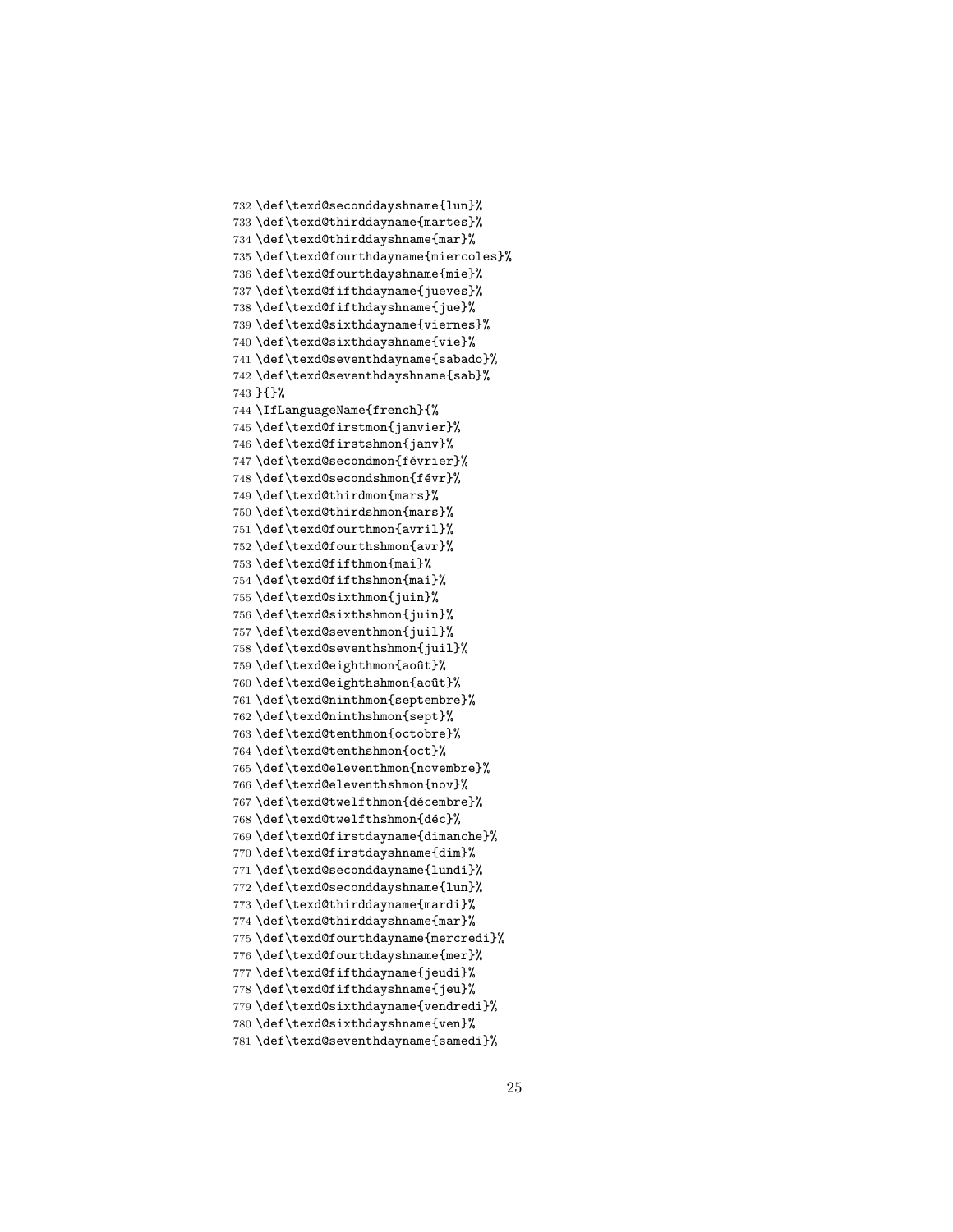```
732 \def\texd@seconddayshname{lun}%
733 \def\texd@thirddayname{martes}%
734 \def\texd@thirddayshname{mar}%
735 \def\texd@fourthdayname{miercoles}%
736 \def\texd@fourthdayshname{mie}%
737 \def\texd@fifthdayname{jueves}%
738 \def\texd@fifthdayshname{jue}%
739 \def\texd@sixthdayname{viernes}%
740 \def\texd@sixthdayshname{vie}%
741 \def\texd@seventhdayname{sabado}%
742 \def\texd@seventhdayshname{sab}%
743 }{}%
744 \IfLanguageName{french}{%
745 \def\texd@firstmon{janvier}%
746 \def\texd@firstshmon{janv}%
747 \def\texd@secondmon{février}%
748 \def\texd@secondshmon{févr}%
749 \def\texd@thirdmon{mars}%
750 \def\texd@thirdshmon{mars}%
751 \def\texd@fourthmon{avril}%
752 \def\texd@fourthshmon{avr}%
753 \def\texd@fifthmon{mai}%
754 \def\texd@fifthshmon{mai}%
755 \def\texd@sixthmon{juin}%
756 \def\texd@sixthshmon{juin}%
757 \def\texd@seventhmon{juil}%
758 \def\texd@seventhshmon{juil}%
759 \def\texd@eighthmon{août}%
760 \def\texd@eighthshmon{août}%
761 \def\texd@ninthmon{septembre}%
762 \def\texd@ninthshmon{sept}%
763 \def\texd@tenthmon{octobre}%
764 \def\texd@tenthshmon{oct}%
765 \def\texd@eleventhmon{novembre}%
766 \def\texd@eleventhshmon{nov}%
767 \def\texd@twelfthmon{décembre}%
768 \def\texd@twelfthshmon{déc}%
769 \def\texd@firstdayname{dimanche}%
770 \def\texd@firstdayshname{dim}%
771 \def\texd@seconddayname{lundi}%
772 \def\texd@seconddayshname{lun}%
773 \def\texd@thirddayname{mardi}%
774 \def\texd@thirddayshname{mar}%
775 \def\texd@fourthdayname{mercredi}%
776 \def\texd@fourthdayshname{mer}%
777 \def\texd@fifthdayname{jeudi}%
778 \def\texd@fifthdayshname{jeu}%
779 \def\texd@sixthdayname{vendredi}%
780 \def\texd@sixthdayshname{ven}%
781 \def\texd@seventhdayname{samedi}%
```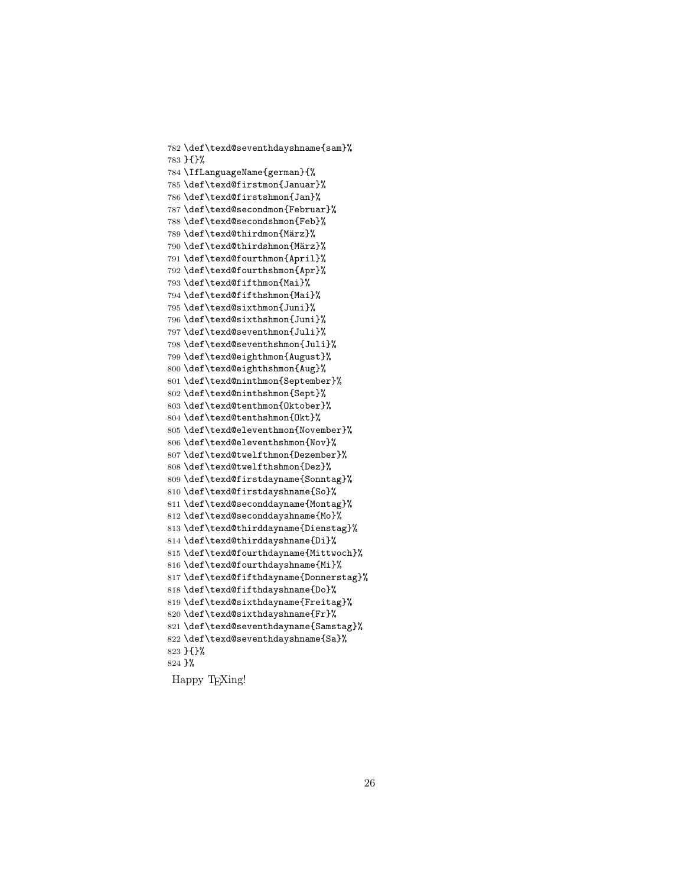```
782 \def\texd@seventhdayshname{sam}%
783 }{}%
784 \IfLanguageName{german}{%
785 \def\texd@firstmon{Januar}%
786 \def\texd@firstshmon{Jan}%
787 \def\texd@secondmon{Februar}%
788 \def\texd@secondshmon{Feb}%
789 \def\texd@thirdmon{März}%
790 \def\texd@thirdshmon{März}%
791 \def\texd@fourthmon{April}%
792 \def\texd@fourthshmon{Apr}%
793 \def\texd@fifthmon{Mai}%
794 \def\texd@fifthshmon{Mai}%
795 \def\texd@sixthmon{Juni}%
796 \def\texd@sixthshmon{Juni}%
797 \def\texd@seventhmon{Juli}%
798 \def\texd@seventhshmon{Juli}%
799 \def\texd@eighthmon{August}%
800 \def\texd@eighthshmon{Aug}%
801 \def\texd@ninthmon{September}%
802 \def\texd@ninthshmon{Sept}%
803 \def\texd@tenthmon{Oktober}%
804 \def\texd@tenthshmon{Okt}%
805 \def\texd@eleventhmon{November}%
806 \def\texd@eleventhshmon{Nov}%
807 \def\texd@twelfthmon{Dezember}%
808 \def\texd@twelfthshmon{Dez}%
809 \def\texd@firstdayname{Sonntag}%
810 \def\texd@firstdayshname{So}%
811 \def\texd@seconddayname{Montag}%
812 \def\texd@seconddayshname{Mo}%
813 \def\texd@thirddayname{Dienstag}%
814 \def\texd@thirddayshname{Di}%
815 \def\texd@fourthdayname{Mittwoch}%
816 \def\texd@fourthdayshname{Mi}%
817 \def\texd@fifthdayname{Donnerstag}%
818 \def\texd@fifthdayshname{Do}%
819 \def\texd@sixthdayname{Freitag}%
820 \def\texd@sixthdayshname{Fr}%
821 \def\texd@seventhdayname{Samstag}%
822 \def\texd@seventhdayshname{Sa}%
823 }{}%
824 }%
```

Happy TEXing!